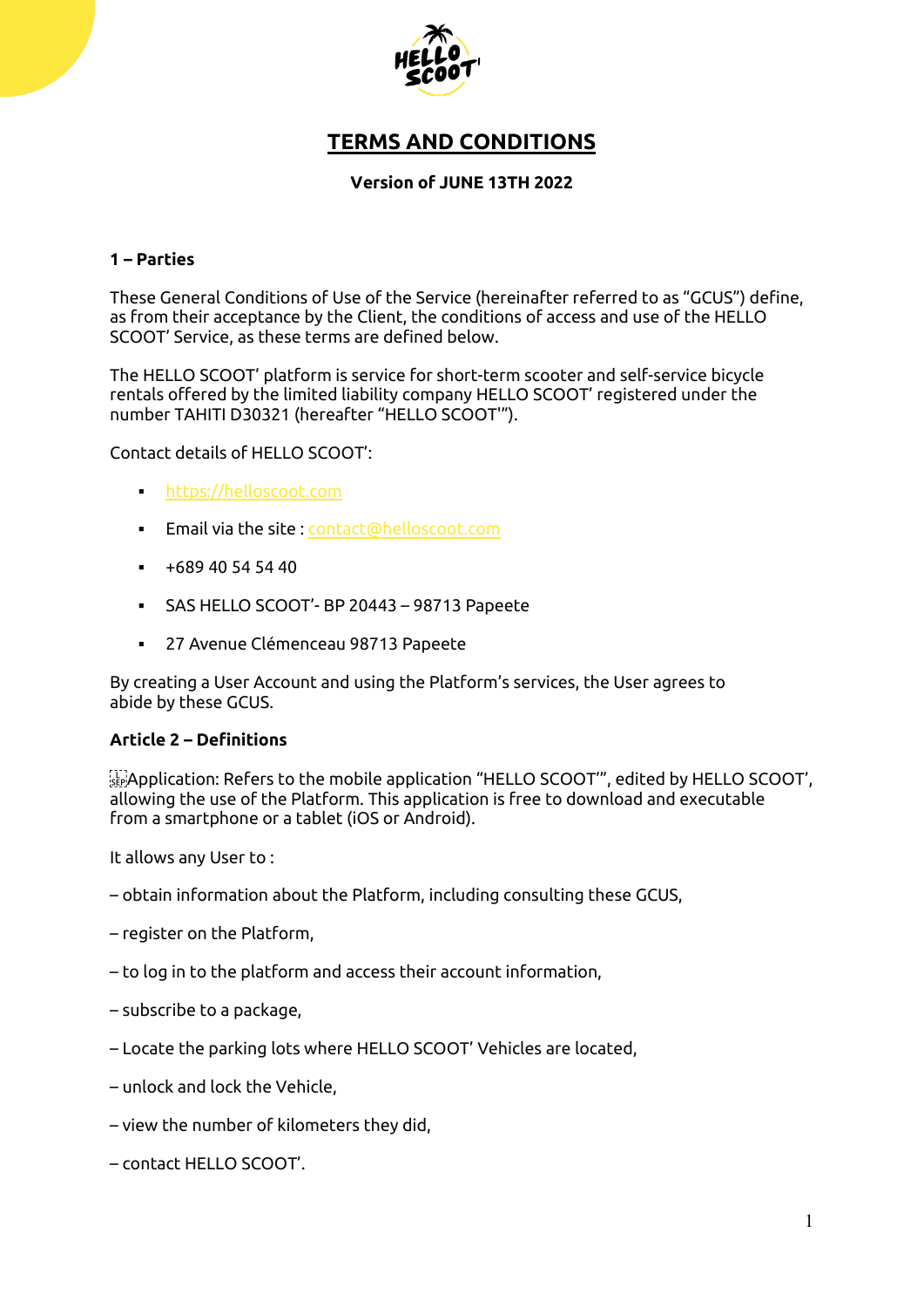# TERMS AND CONDITIONS

**Version of JUNE 13TH 2022**

## 1 – Parties

These General Conditions of Use of the Service (hereinafter referred to as "GCUS") define, as from their acceptance by the Client, the conditions of access and use of the HELLO SCOOT' Service, as these terms are defined below.

The HELLO SCOOT' platform is service for short-term scooter and self-service bicycle rentals offered by the limited liability company HELLO SCOOT' registered under the number TAHITI D30321 (hereafter "HELLO SCOOT'").

Contact details of HELLO SCOOT':

- https://helloscoot.com
- Email via the site : contact@helloscoot.com
- +689 40 54 54 40
- SAS HELLO SCOOT'- BP 20443 – 98713 Papeete
- 27 Avenue Clémenceau 98713 Papeete

By creating a User Account and using the Platform's services, the User agrees to abide by these GCUS.

## Article 2 – Definitions

Application: Refers to the mobile application "HELLO SCOOT'", edited by HELLO SCOOT', allowing the use of the Platform. This application is free to download and executable from a smartphone or a tablet (iOS or Android).

It allows any User to :

– obtain information about the Platform, including consulting these GCUS,

– register on the Platform,

– to log in to the platform and access their account information,

– subscribe to a package,

– Locate the parking lots where HELLO SCOOT' Vehicles are located,

– unlock and lock the Vehicle,

– view the number of kilometers they did,

– contact HELLO SCOOT'.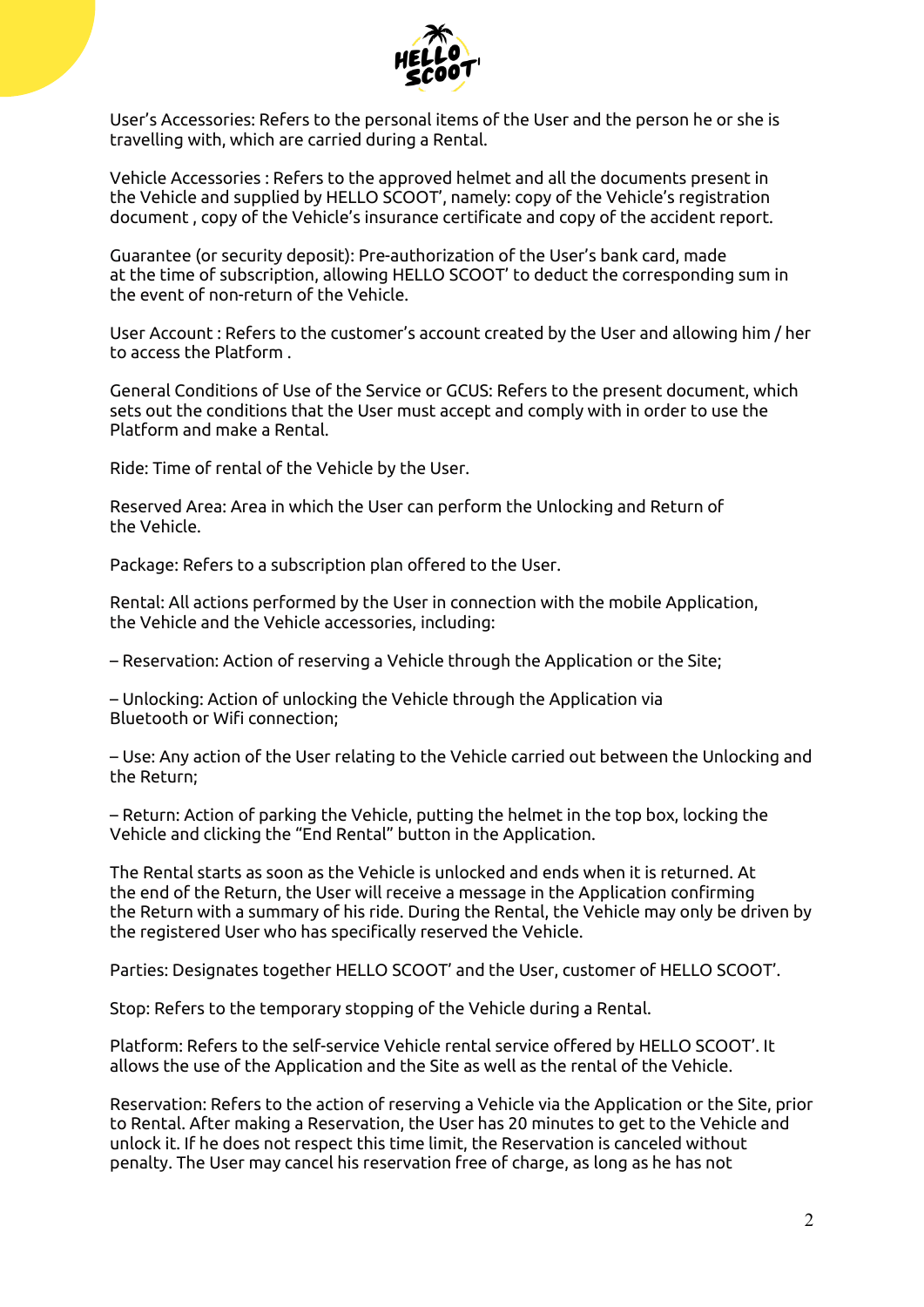User's Accessories: Refers to the personal items of the User and the person he or she is travelling with, which are carried during a Rental.

Vehicle Accessories : Refers to the approved helmet and all the documents present in the Vehicle and supplied by HELLO SCOOT', namely: copy of the Vehicle's registration document , copy of the Vehicle's insurance certificate and copy of the accident report.

Guarantee (or security deposit): Pre-authorization of the User's bank card, made at the time of subscription, allowing HELLO SCOOT' to deduct the corresponding sum in the event of non-return of the Vehicle.

User Account : Refers to the customer's account created by the User and allowing him / her to access the Platform .

General Conditions of Use of the Service or GCUS: Refers to the present document, which sets out the conditions that the User must accept and comply with in order to use the Platform and make a Rental.

Ride: Time of rental of the Vehicle by the User.

Reserved Area: Area in which the User can perform the Unlocking and Return of the Vehicle.

Package: Refers to a subscription plan offered to the User.

Rental: All actions performed by the User in connection with the mobile Application, the Vehicle and the Vehicle accessories, including:

– Reservation: Action of reserving a Vehicle through the Application or the Site;

– Unlocking: Action of unlocking the Vehicle through the Application via Bluetooth or Wifi connection;

– Use: Any action of the User relating to the Vehicle carried out between the Unlocking and the Return;

– Return: Action of parking the Vehicle, putting the helmet in the top box, locking the Vehicle and clicking the "End Rental" button in the Application.

The Rental starts as soon as the Vehicle is unlocked and ends when it is returned. At the end of the Return, the User will receive a message in the Application confirming the Return with a summary of his ride. During the Rental, the Vehicle may only be driven by the registered User who has specifically reserved the Vehicle.

Parties: Designates together HELLO SCOOT' and the User, customer of HELLO SCOOT'.

Stop: Refers to the temporary stopping of the Vehicle during a Rental.

Platform: Refers to the self-service Vehicle rental service offered by HELLO SCOOT'. It allows the use of the Application and the Site as well as the rental of the Vehicle.

Reservation: Refers to the action of reserving a Vehicle via the Application or the Site, prior to Rental. After making a Reservation, the User has 20 minutes to get to the Vehicle and unlock it. If he does not respect this time limit, the Reservation is canceled without penalty. The User may cancel his reservation free of charge, as long as he has not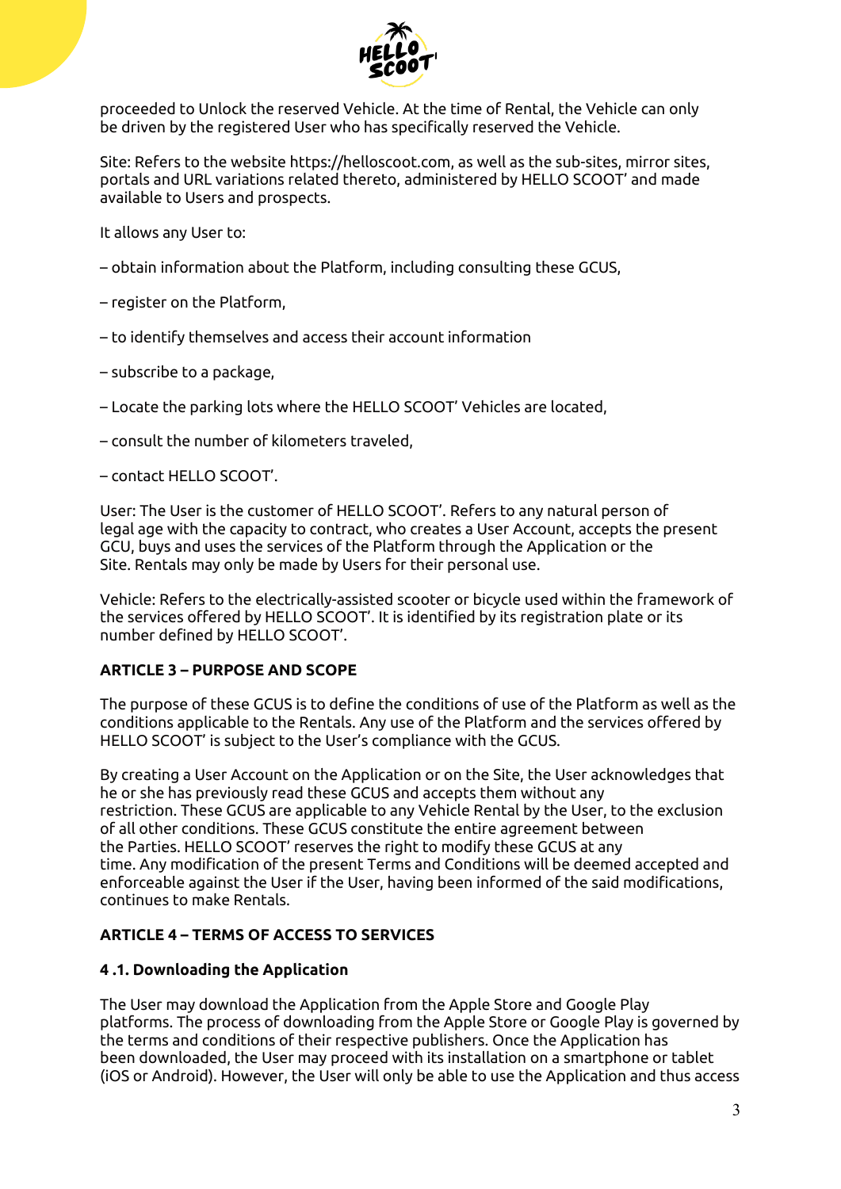proceeded to Unlock the reserved Vehicle. At the time of Rental, the Vehicle can only be driven by the registered User who has specifically reserved the Vehicle.

Site: Refers to the website https://helloscoot.com, as well as the sub-sites, mirror sites, portals and URL variations related thereto, administered by HELLO SCOOT' and made available to Users and prospects.

It allows any User to:

– obtain information about the Platform, including consulting these GCUS,

– register on the Platform,

– to identify themselves and access their account information

– subscribe to a package,

– Locate the parking lots where the HELLO SCOOT' Vehicles are located,

– consult the number of kilometers traveled,

– contact HELLO SCOOT'.

User: The User is the customer of HELLO SCOOT'. Refers to any natural person of legal age with the capacity to contract, who creates a User Account, accepts the present GCU, buys and uses the services of the Platform through the Application or the Site. Rentals may only be made by Users for their personal use.

Vehicle: Refers to the electrically-assisted scooter or bicycle used within the framework of the services offered by HELLO SCOOT'. It is identified by its registration plate or its number defined by HELLO SCOOT'.

## ARTICLE 3 – PURPOSE AND SCOPE

The purpose of these GCUS is to define the conditions of use of the Platform as well as the conditions applicable to the Rentals. Any use of the Platform and the services offered by HELLO SCOOT' is subject to the User's compliance with the GCUS.

By creating a User Account on the Application or on the Site, the User acknowledges that he or she has previously read these GCUS and accepts them without any restriction. These GCUS are applicable to any Vehicle Rental by the User, to the exclusion of all other conditions. These GCUS constitute the entire agreement between the Parties. HELLO SCOOT' reserves the right to modify these GCUS at any time. Any modification of the present Terms and Conditions will be deemed accepted and enforceable against the User if the User, having been informed of the said modifications, continues to make Rentals.

## ARTICLE 4 – TERMS OF ACCESS TO SERVICES

### 4 .1. Downloading the Application

The User may download the Application from the Apple Store and Google Play platforms. The process of downloading from the Apple Store or Google Play is governed by the terms and conditions of their respective publishers. Once the Application has been downloaded, the User may proceed with its installation on a smartphone or tablet (iOS or Android). However, the User will only be able to use the Application and thus access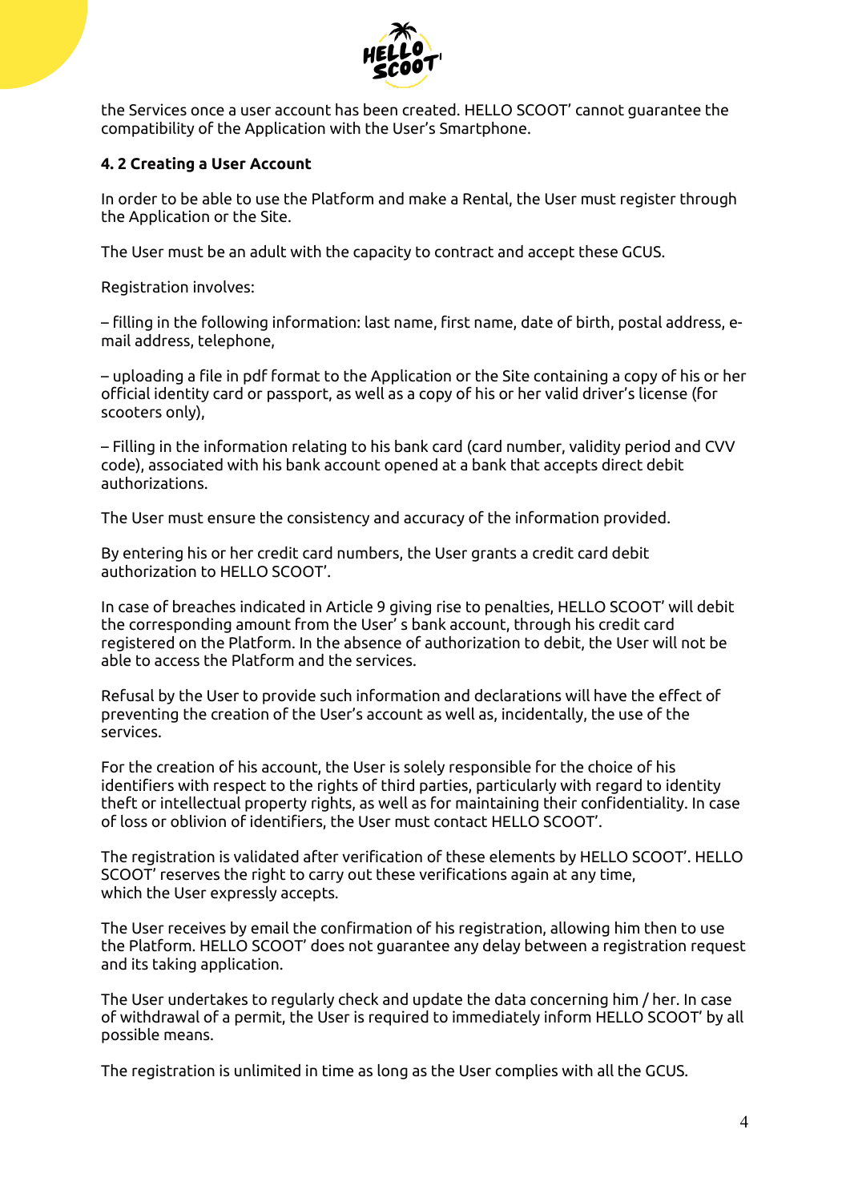the Services once a user account has been created. HELLO SCOOT' cannot guarantee the compatibility of the Application with the User's Smartphone.

**4. 2 Creating a User Account**

In order to be able to use the Platform and make a Rental, the User must register through the Application or the Site.

The User must be an adult with the capacity to contract and accept these GCUS.

Registration involves:

– filling in the following information: last name, first name, date of birth, postal address, e-mail address, telephone,

– uploading a file in pdf format to the Application or the Site containing a copy of his or her official identity card or passport, as well as a copy of his or her valid driver's license (for scooters only),

– Filling in the information relating to his bank card (card number, validity period and CVV code), associated with his bank account opened at a bank that accepts direct debit authorizations.

The User must ensure the consistency and accuracy of the information provided.

By entering his or her credit card numbers, the User grants a credit card debit authorization to HELLO SCOOT'.

In case of breaches indicated in Article 9 giving rise to penalties, HELLO SCOOT' will debit the corresponding amount from the User' s bank account, through his credit card registered on the Platform. In the absence of authorization to debit, the User will not be able to access the Platform and the services.

Refusal by the User to provide such information and declarations will have the effect of preventing the creation of the User's account as well as, incidentally, the use of the services.

For the creation of his account, the User is solely responsible for the choice of his identifiers with respect to the rights of third parties, particularly with regard to identity theft or intellectual property rights, as well as for maintaining their confidentiality. In case of loss or oblivion of identifiers, the User must contact HELLO SCOOT'.

The registration is validated after verification of these elements by HELLO SCOOT'. HELLO SCOOT' reserves the right to carry out these verifications again at any time, which the User expressly accepts.

The User receives by email the confirmation of his registration, allowing him then to use the Platform. HELLO SCOOT' does not guarantee any delay between a registration request and its taking application.

The User undertakes to regularly check and update the data concerning him / her. In case of withdrawal of a permit, the User is required to immediately inform HELLO SCOOT' by all possible means.

The registration is unlimited in time as long as the User complies with all the GCUS.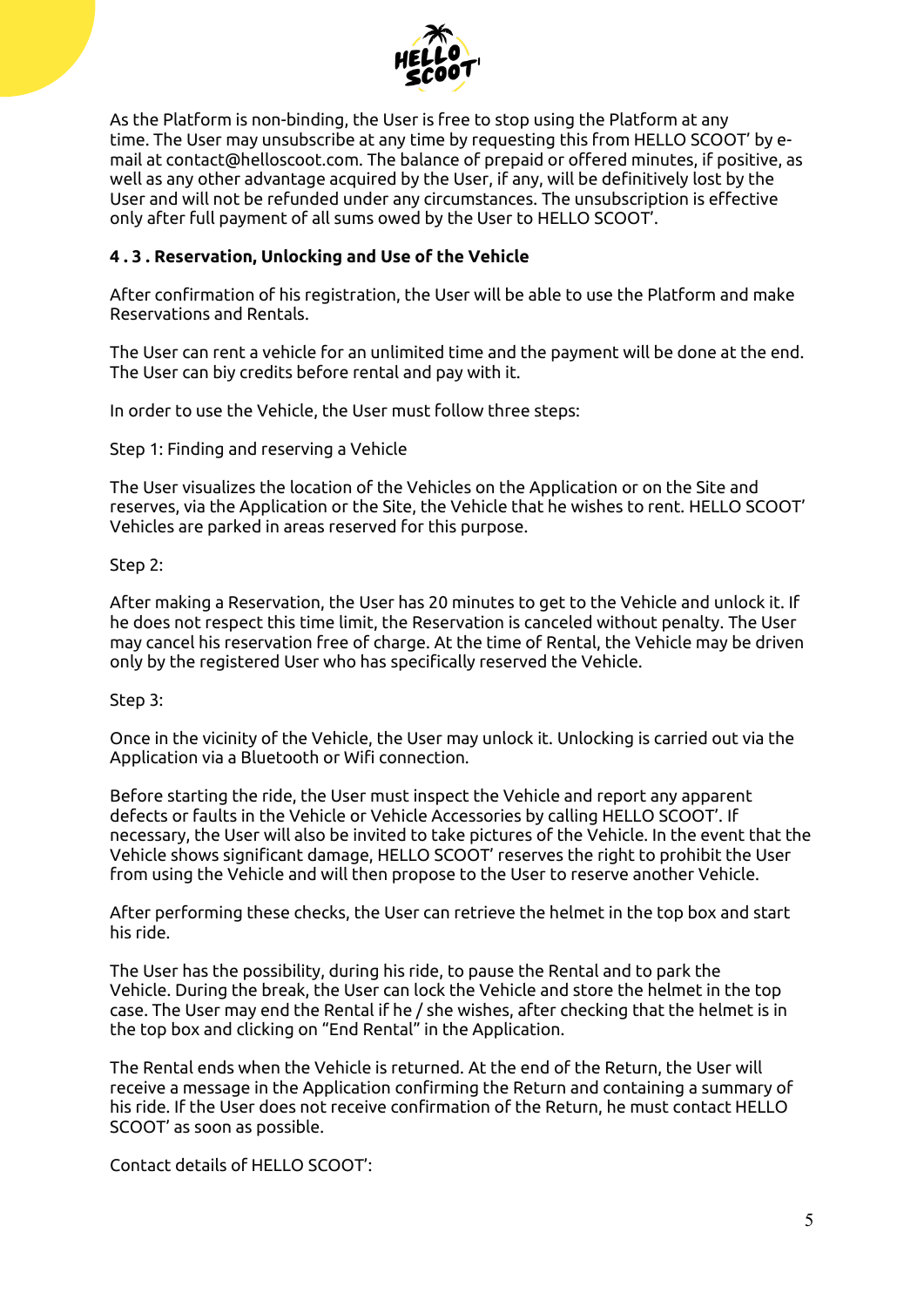As the Platform is non-binding, the User is free to stop using the Platform at any time. The User may unsubscribe at any time by requesting this from HELLO SCOOT' by e-mail at contact@helloscoot.com. The balance of prepaid or offered minutes, if positive, as well as any other advantage acquired by the User, if any, will be definitively lost by the User and will not be refunded under any circumstances. The unsubscription is effective only after full payment of all sums owed by the User to HELLO SCOOT'.

**4 . 3 . Reservation, Unlocking and Use of the Vehicle**

After confirmation of his registration, the User will be able to use the Platform and make Reservations and Rentals.

The User can rent a vehicle for an unlimited time and the payment will be done at the end. The User can biy credits before rental and pay with it.

In order to use the Vehicle, the User must follow three steps:

Step 1: Finding and reserving a Vehicle

The User visualizes the location of the Vehicles on the Application or on the Site and reserves, via the Application or the Site, the Vehicle that he wishes to rent. HELLO SCOOT' Vehicles are parked in areas reserved for this purpose.

Step 2:

After making a Reservation, the User has 20 minutes to get to the Vehicle and unlock it. If he does not respect this time limit, the Reservation is canceled without penalty. The User may cancel his reservation free of charge. At the time of Rental, the Vehicle may be driven only by the registered User who has specifically reserved the Vehicle.

Step 3:

Once in the vicinity of the Vehicle, the User may unlock it. Unlocking is carried out via the Application via a Bluetooth or Wifi connection.

Before starting the ride, the User must inspect the Vehicle and report any apparent defects or faults in the Vehicle or Vehicle Accessories by calling HELLO SCOOT'. If necessary, the User will also be invited to take pictures of the Vehicle. In the event that the Vehicle shows significant damage, HELLO SCOOT' reserves the right to prohibit the User from using the Vehicle and will then propose to the User to reserve another Vehicle.

After performing these checks, the User can retrieve the helmet in the top box and start his ride.

The User has the possibility, during his ride, to pause the Rental and to park the Vehicle. During the break, the User can lock the Vehicle and store the helmet in the top case. The User may end the Rental if he / she wishes, after checking that the helmet is in the top box and clicking on "End Rental" in the Application.

The Rental ends when the Vehicle is returned. At the end of the Return, the User will receive a message in the Application confirming the Return and containing a summary of his ride. If the User does not receive confirmation of the Return, he must contact HELLO SCOOT' as soon as possible.

Contact details of HELLO SCOOT':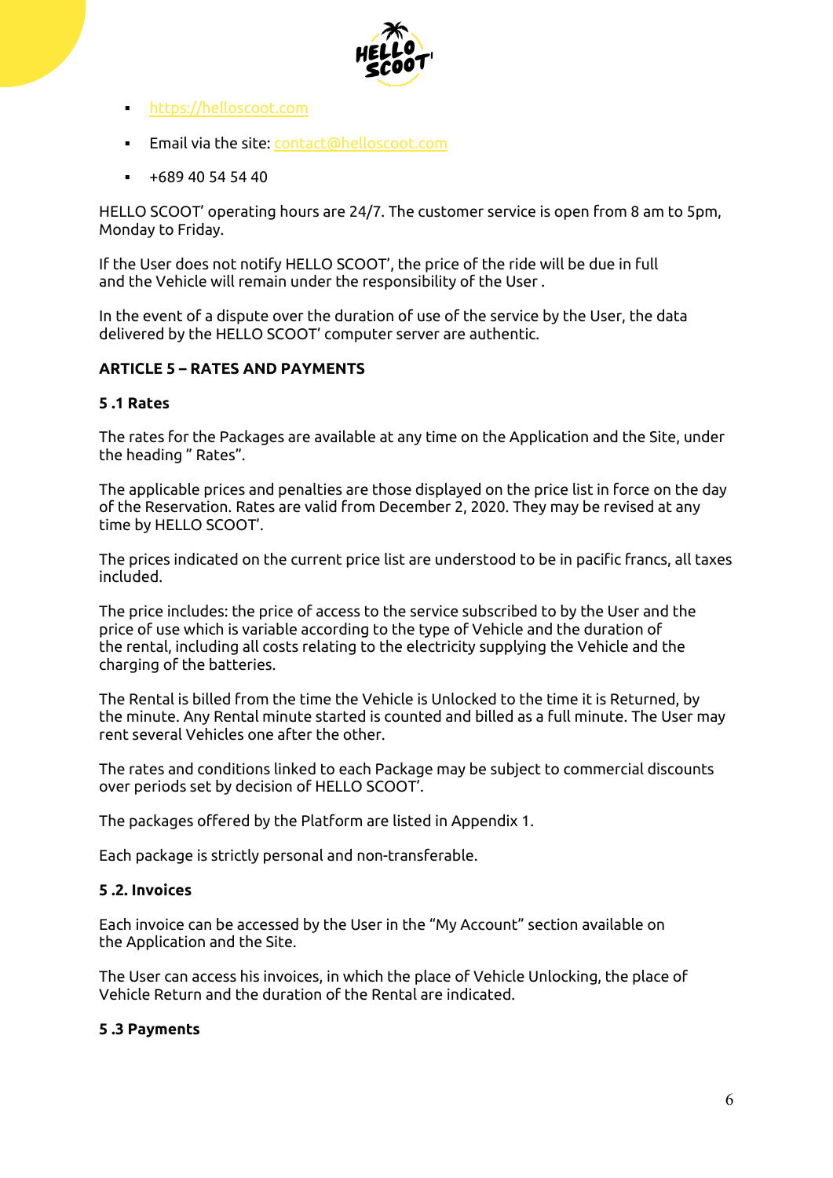- https://helloscoot.com
- Email via the site: contact@helloscoot.com
- +689 40 54 54 40

HELLO SCOOT' operating hours are 24/7. The customer service is open from 8 am to 5pm, Monday to Friday.

If the User does not notify HELLO SCOOT', the price of the ride will be due in full and the Vehicle will remain under the responsibility of the User .

In the event of a dispute over the duration of use of the service by the User, the data delivered by the HELLO SCOOT' computer server are authentic.

## ARTICLE 5 – RATES AND PAYMENTS

### 5 .1 Rates

The rates for the Packages are available at any time on the Application and the Site, under the heading " Rates".

The applicable prices and penalties are those displayed on the price list in force on the day of the Reservation. Rates are valid from December 2, 2020. They may be revised at any time by HELLO SCOOT'.

The prices indicated on the current price list are understood to be in pacific francs, all taxes included.

The price includes: the price of access to the service subscribed to by the User and the price of use which is variable according to the type of Vehicle and the duration of the rental, including all costs relating to the electricity supplying the Vehicle and the charging of the batteries.

The Rental is billed from the time the Vehicle is Unlocked to the time it is Returned, by the minute. Any Rental minute started is counted and billed as a full minute. The User may rent several Vehicles one after the other.

The rates and conditions linked to each Package may be subject to commercial discounts over periods set by decision of HELLO SCOOT'.

The packages offered by the Platform are listed in Appendix 1.

Each package is strictly personal and non-transferable.

### 5 .2. Invoices

Each invoice can be accessed by the User in the "My Account" section available on the Application and the Site.

The User can access his invoices, in which the place of Vehicle Unlocking, the place of Vehicle Return and the duration of the Rental are indicated.

### 5 .3 Payments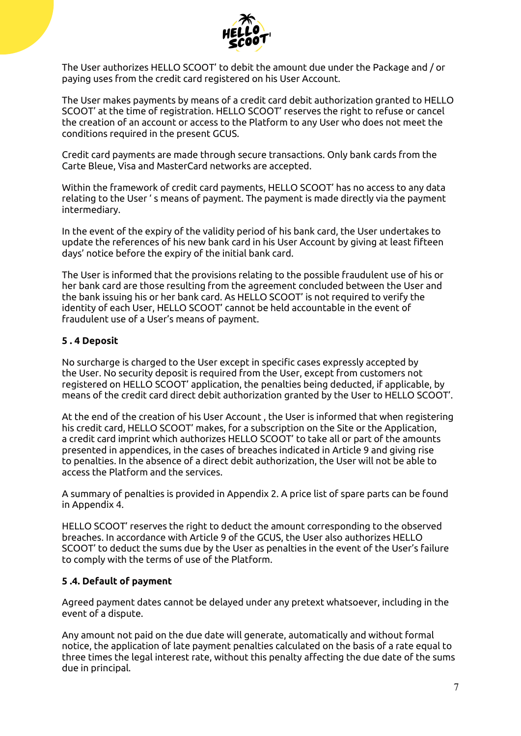The User authorizes HELLO SCOOT' to debit the amount due under the Package and / or paying uses from the credit card registered on his User Account.

The User makes payments by means of a credit card debit authorization granted to HELLO SCOOT' at the time of registration. HELLO SCOOT' reserves the right to refuse or cancel the creation of an account or access to the Platform to any User who does not meet the conditions required in the present GCUS.

Credit card payments are made through secure transactions. Only bank cards from the Carte Bleue, Visa and MasterCard networks are accepted.

Within the framework of credit card payments, HELLO SCOOT' has no access to any data relating to the User ' s means of payment. The payment is made directly via the payment intermediary.

In the event of the expiry of the validity period of his bank card, the User undertakes to update the references of his new bank card in his User Account by giving at least fifteen days' notice before the expiry of the initial bank card.

The User is informed that the provisions relating to the possible fraudulent use of his or her bank card are those resulting from the agreement concluded between the User and the bank issuing his or her bank card. As HELLO SCOOT' is not required to verify the identity of each User, HELLO SCOOT' cannot be held accountable in the event of fraudulent use of a User's means of payment.

**5 . 4 Deposit**

No surcharge is charged to the User except in specific cases expressly accepted by the User. No security deposit is required from the User, except from customers not registered on HELLO SCOOT' application, the penalties being deducted, if applicable, by means of the credit card direct debit authorization granted by the User to HELLO SCOOT'.

At the end of the creation of his User Account , the User is informed that when registering his credit card, HELLO SCOOT' makes, for a subscription on the Site or the Application, a credit card imprint which authorizes HELLO SCOOT' to take all or part of the amounts presented in appendices, in the cases of breaches indicated in Article 9 and giving rise to penalties. In the absence of a direct debit authorization, the User will not be able to access the Platform and the services.

A summary of penalties is provided in Appendix 2. A price list of spare parts can be found in Appendix 4.

HELLO SCOOT' reserves the right to deduct the amount corresponding to the observed breaches. In accordance with Article 9 of the GCUS, the User also authorizes HELLO SCOOT' to deduct the sums due by the User as penalties in the event of the User's failure to comply with the terms of use of the Platform.

**5 .4. Default of payment**

Agreed payment dates cannot be delayed under any pretext whatsoever, including in the event of a dispute.

Any amount not paid on the due date will generate, automatically and without formal notice, the application of late payment penalties calculated on the basis of a rate equal to three times the legal interest rate, without this penalty affecting the due date of the sums due in principal.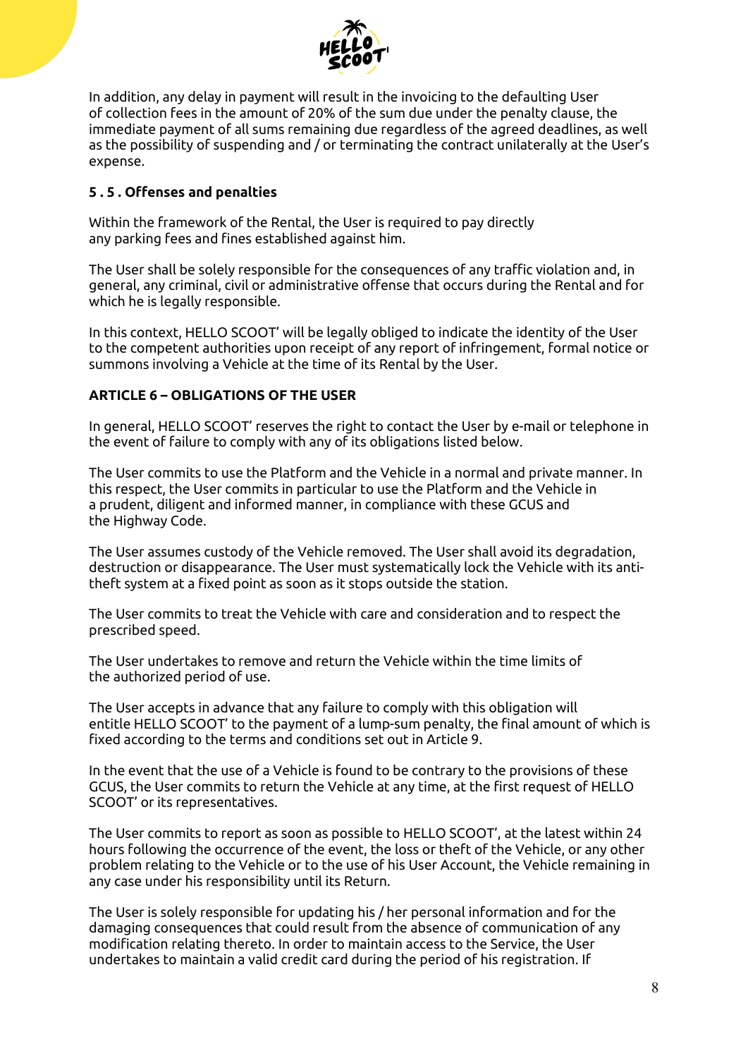In addition, any delay in payment will result in the invoicing to the defaulting User of collection fees in the amount of 20% of the sum due under the penalty clause, the immediate payment of all sums remaining due regardless of the agreed deadlines, as well as the possibility of suspending and / or terminating the contract unilaterally at the User's expense.

### 5 . 5 . Offenses and penalties

Within the framework of the Rental, the User is required to pay directly any parking fees and fines established against him.

The User shall be solely responsible for the consequences of any traffic violation and, in general, any criminal, civil or administrative offense that occurs during the Rental and for which he is legally responsible.

In this context, HELLO SCOOT' will be legally obliged to indicate the identity of the User to the competent authorities upon receipt of any report of infringement, formal notice or summons involving a Vehicle at the time of its Rental by the User.

## ARTICLE 6 – OBLIGATIONS OF THE USER

In general, HELLO SCOOT' reserves the right to contact the User by e-mail or telephone in the event of failure to comply with any of its obligations listed below.

The User commits to use the Platform and the Vehicle in a normal and private manner. In this respect, the User commits in particular to use the Platform and the Vehicle in a prudent, diligent and informed manner, in compliance with these GCUS and the Highway Code.

The User assumes custody of the Vehicle removed. The User shall avoid its degradation, destruction or disappearance. The User must systematically lock the Vehicle with its anti-theft system at a fixed point as soon as it stops outside the station.

The User commits to treat the Vehicle with care and consideration and to respect the prescribed speed.

The User undertakes to remove and return the Vehicle within the time limits of the authorized period of use.

The User accepts in advance that any failure to comply with this obligation will entitle HELLO SCOOT' to the payment of a lump-sum penalty, the final amount of which is fixed according to the terms and conditions set out in Article 9.

In the event that the use of a Vehicle is found to be contrary to the provisions of these GCUS, the User commits to return the Vehicle at any time, at the first request of HELLO SCOOT' or its representatives.

The User commits to report as soon as possible to HELLO SCOOT', at the latest within 24 hours following the occurrence of the event, the loss or theft of the Vehicle, or any other problem relating to the Vehicle or to the use of his User Account, the Vehicle remaining in any case under his responsibility until its Return.

The User is solely responsible for updating his / her personal information and for the damaging consequences that could result from the absence of communication of any modification relating thereto. In order to maintain access to the Service, the User undertakes to maintain a valid credit card during the period of his registration. If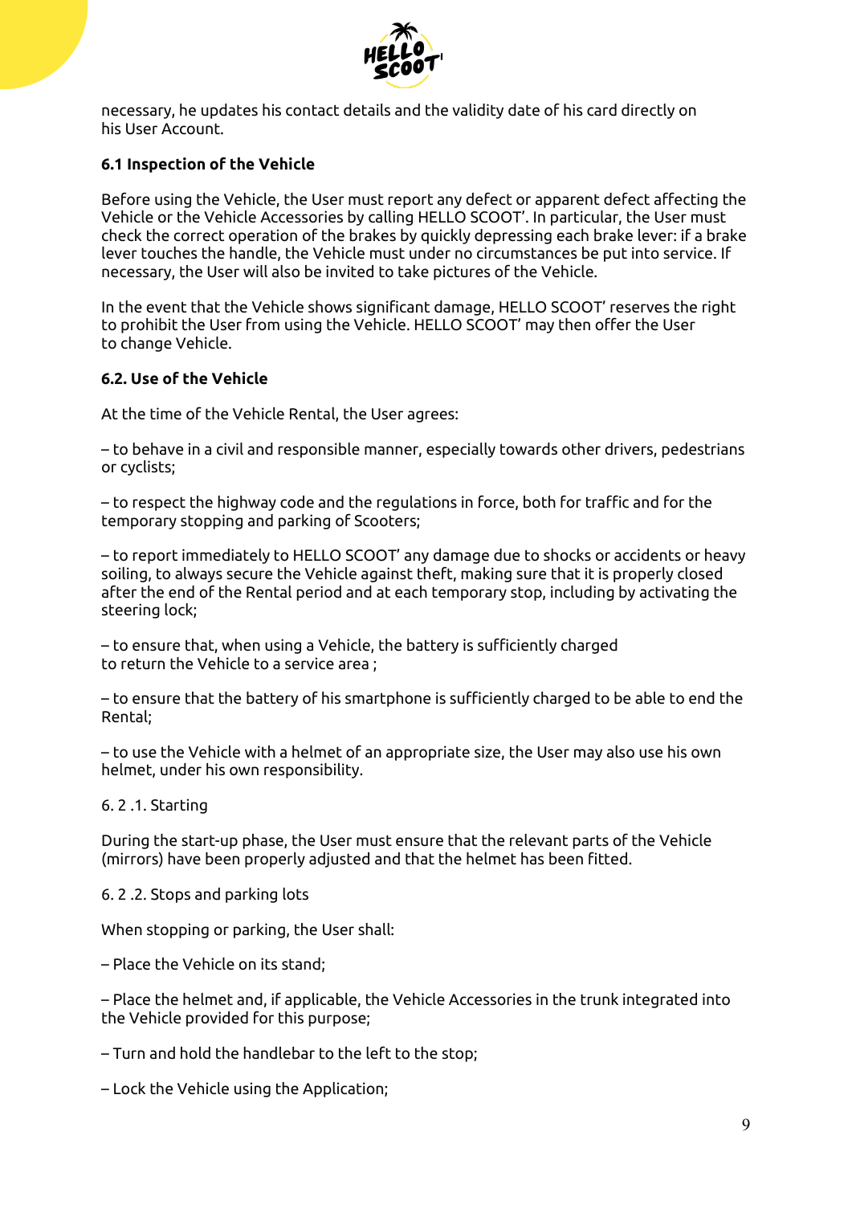necessary, he updates his contact details and the validity date of his card directly on his User Account.

### 6.1 Inspection of the Vehicle

Before using the Vehicle, the User must report any defect or apparent defect affecting the Vehicle or the Vehicle Accessories by calling HELLO SCOOT'. In particular, the User must check the correct operation of the brakes by quickly depressing each brake lever: if a brake lever touches the handle, the Vehicle must under no circumstances be put into service. If necessary, the User will also be invited to take pictures of the Vehicle.

In the event that the Vehicle shows significant damage, HELLO SCOOT' reserves the right to prohibit the User from using the Vehicle. HELLO SCOOT' may then offer the User to change Vehicle.

### 6.2. Use of the Vehicle

At the time of the Vehicle Rental, the User agrees:

– to behave in a civil and responsible manner, especially towards other drivers, pedestrians or cyclists;

– to respect the highway code and the regulations in force, both for traffic and for the temporary stopping and parking of Scooters;

– to report immediately to HELLO SCOOT' any damage due to shocks or accidents or heavy soiling, to always secure the Vehicle against theft, making sure that it is properly closed after the end of the Rental period and at each temporary stop, including by activating the steering lock;

– to ensure that, when using a Vehicle, the battery is sufficiently charged to return the Vehicle to a service area ;

– to ensure that the battery of his smartphone is sufficiently charged to be able to end the Rental;

– to use the Vehicle with a helmet of an appropriate size, the User may also use his own helmet, under his own responsibility.

6. 2 .1. Starting

During the start-up phase, the User must ensure that the relevant parts of the Vehicle (mirrors) have been properly adjusted and that the helmet has been fitted.

6. 2 .2. Stops and parking lots

When stopping or parking, the User shall:

– Place the Vehicle on its stand;

– Place the helmet and, if applicable, the Vehicle Accessories in the trunk integrated into the Vehicle provided for this purpose;

– Turn and hold the handlebar to the left to the stop;

– Lock the Vehicle using the Application;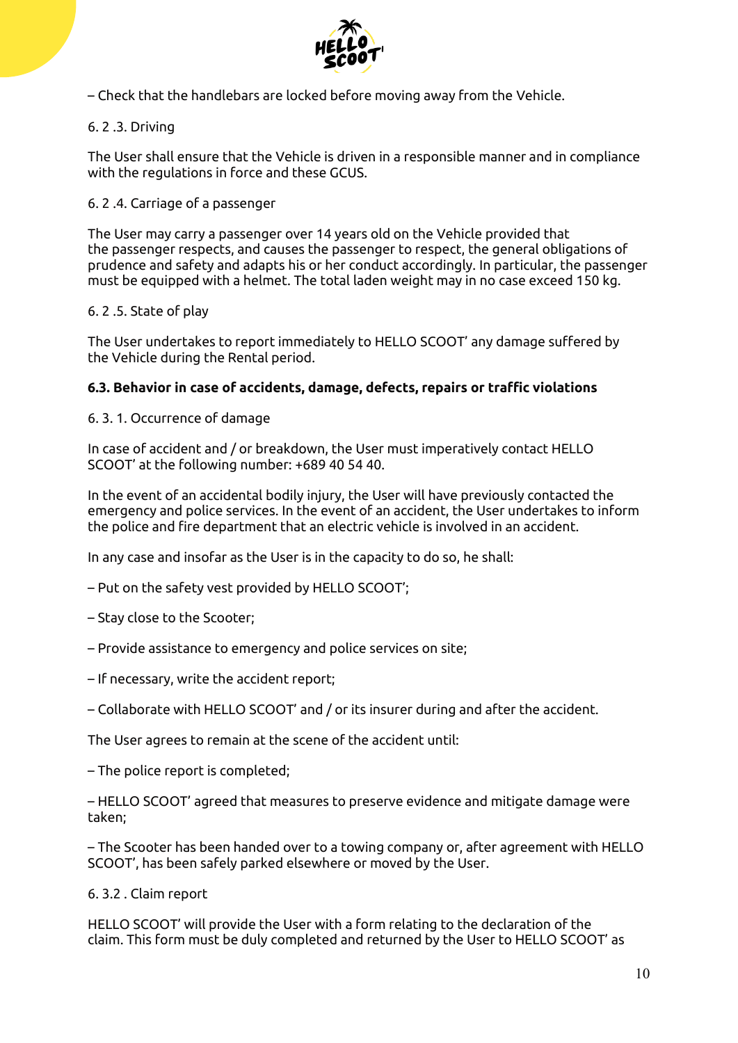– Check that the handlebars are locked before moving away from the Vehicle.

6. 2 .3. Driving

The User shall ensure that the Vehicle is driven in a responsible manner and in compliance with the regulations in force and these GCUS.

6. 2 .4. Carriage of a passenger

The User may carry a passenger over 14 years old on the Vehicle provided that the passenger respects, and causes the passenger to respect, the general obligations of prudence and safety and adapts his or her conduct accordingly. In particular, the passenger must be equipped with a helmet. The total laden weight may in no case exceed 150 kg.

6. 2 .5. State of play

The User undertakes to report immediately to HELLO SCOOT' any damage suffered by the Vehicle during the Rental period.

**6.3. Behavior in case of accidents, damage, defects, repairs or traffic violations**

6. 3. 1. Occurrence of damage

In case of accident and / or breakdown, the User must imperatively contact HELLO SCOOT' at the following number: +689 40 54 40.

In the event of an accidental bodily injury, the User will have previously contacted the emergency and police services. In the event of an accident, the User undertakes to inform the police and fire department that an electric vehicle is involved in an accident.

In any case and insofar as the User is in the capacity to do so, he shall:

– Put on the safety vest provided by HELLO SCOOT';

– Stay close to the Scooter;

– Provide assistance to emergency and police services on site;

– If necessary, write the accident report;

– Collaborate with HELLO SCOOT' and / or its insurer during and after the accident.

The User agrees to remain at the scene of the accident until:

– The police report is completed;

– HELLO SCOOT' agreed that measures to preserve evidence and mitigate damage were taken;

– The Scooter has been handed over to a towing company or, after agreement with HELLO SCOOT', has been safely parked elsewhere or moved by the User.

6. 3.2 . Claim report

HELLO SCOOT' will provide the User with a form relating to the declaration of the claim. This form must be duly completed and returned by the User to HELLO SCOOT' as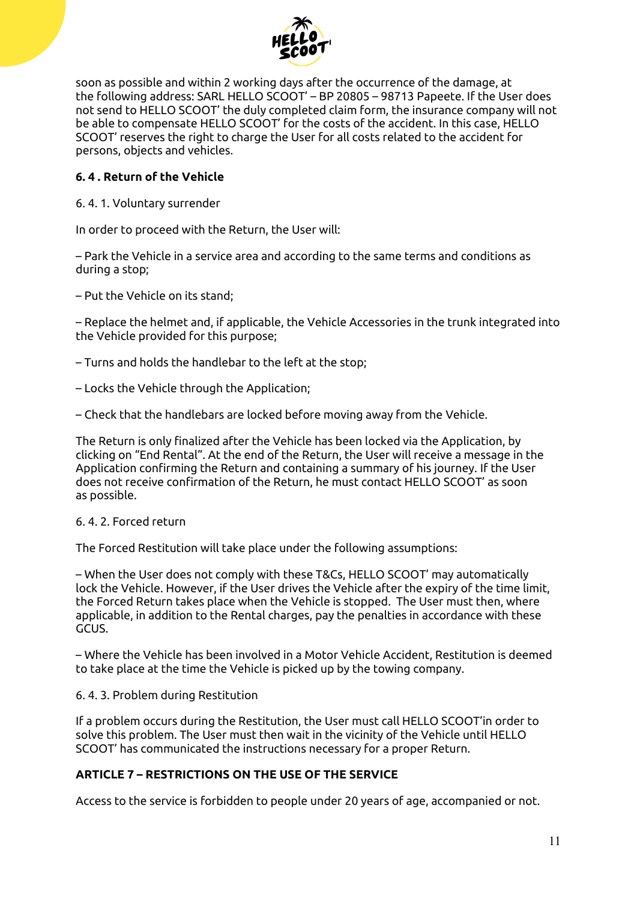soon as possible and within 2 working days after the occurrence of the damage, at the following address: SARL HELLO SCOOT' – BP 20805 – 98713 Papeete. If the User does not send to HELLO SCOOT' the duly completed claim form, the insurance company will not be able to compensate HELLO SCOOT' for the costs of the accident. In this case, HELLO SCOOT' reserves the right to charge the User for all costs related to the accident for persons, objects and vehicles.

**6. 4 . Return of the Vehicle**

6. 4. 1. Voluntary surrender

In order to proceed with the Return, the User will:

– Park the Vehicle in a service area and according to the same terms and conditions as during a stop;

– Put the Vehicle on its stand;

– Replace the helmet and, if applicable, the Vehicle Accessories in the trunk integrated into the Vehicle provided for this purpose;

– Turns and holds the handlebar to the left at the stop;

– Locks the Vehicle through the Application;

– Check that the handlebars are locked before moving away from the Vehicle.

The Return is only finalized after the Vehicle has been locked via the Application, by clicking on "End Rental". At the end of the Return, the User will receive a message in the Application confirming the Return and containing a summary of his journey. If the User does not receive confirmation of the Return, he must contact HELLO SCOOT' as soon as possible.

6. 4. 2. Forced return

The Forced Restitution will take place under the following assumptions:

– When the User does not comply with these T&Cs, HELLO SCOOT' may automatically lock the Vehicle. However, if the User drives the Vehicle after the expiry of the time limit, the Forced Return takes place when the Vehicle is stopped. The User must then, where applicable, in addition to the Rental charges, pay the penalties in accordance with these GCUS.

– Where the Vehicle has been involved in a Motor Vehicle Accident, Restitution is deemed to take place at the time the Vehicle is picked up by the towing company.

6. 4. 3. Problem during Restitution

If a problem occurs during the Restitution, the User must call HELLO SCOOT'in order to solve this problem. The User must then wait in the vicinity of the Vehicle until HELLO SCOOT' has communicated the instructions necessary for a proper Return.

**ARTICLE 7 – RESTRICTIONS ON THE USE OF THE SERVICE**

Access to the service is forbidden to people under 20 years of age, accompanied or not.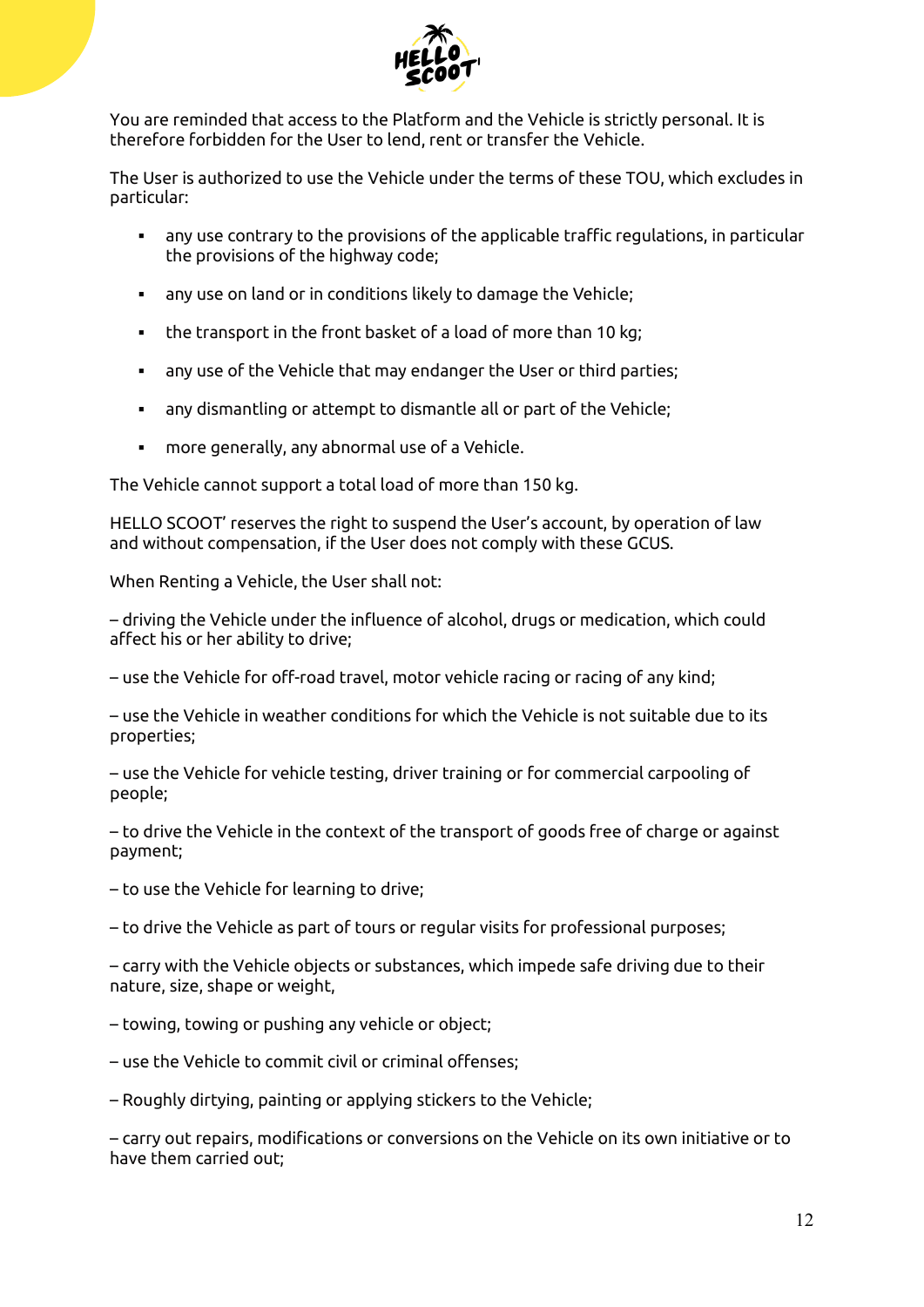You are reminded that access to the Platform and the Vehicle is strictly personal. It is therefore forbidden for the User to lend, rent or transfer the Vehicle.

The User is authorized to use the Vehicle under the terms of these TOU, which excludes in particular:

- any use contrary to the provisions of the applicable traffic regulations, in particular the provisions of the highway code;
- any use on land or in conditions likely to damage the Vehicle;
- the transport in the front basket of a load of more than 10 kg;
- any use of the Vehicle that may endanger the User or third parties;
- any dismantling or attempt to dismantle all or part of the Vehicle;
- more generally, any abnormal use of a Vehicle.

The Vehicle cannot support a total load of more than 150 kg.

HELLO SCOOT' reserves the right to suspend the User's account, by operation of law and without compensation, if the User does not comply with these GCUS.

When Renting a Vehicle, the User shall not:

– driving the Vehicle under the influence of alcohol, drugs or medication, which could affect his or her ability to drive;

– use the Vehicle for off-road travel, motor vehicle racing or racing of any kind;

– use the Vehicle in weather conditions for which the Vehicle is not suitable due to its properties;

– use the Vehicle for vehicle testing, driver training or for commercial carpooling of people;

– to drive the Vehicle in the context of the transport of goods free of charge or against payment;

– to use the Vehicle for learning to drive;

– to drive the Vehicle as part of tours or regular visits for professional purposes;

– carry with the Vehicle objects or substances, which impede safe driving due to their nature, size, shape or weight,

– towing, towing or pushing any vehicle or object;

– use the Vehicle to commit civil or criminal offenses;

– Roughly dirtying, painting or applying stickers to the Vehicle;

– carry out repairs, modifications or conversions on the Vehicle on its own initiative or to have them carried out;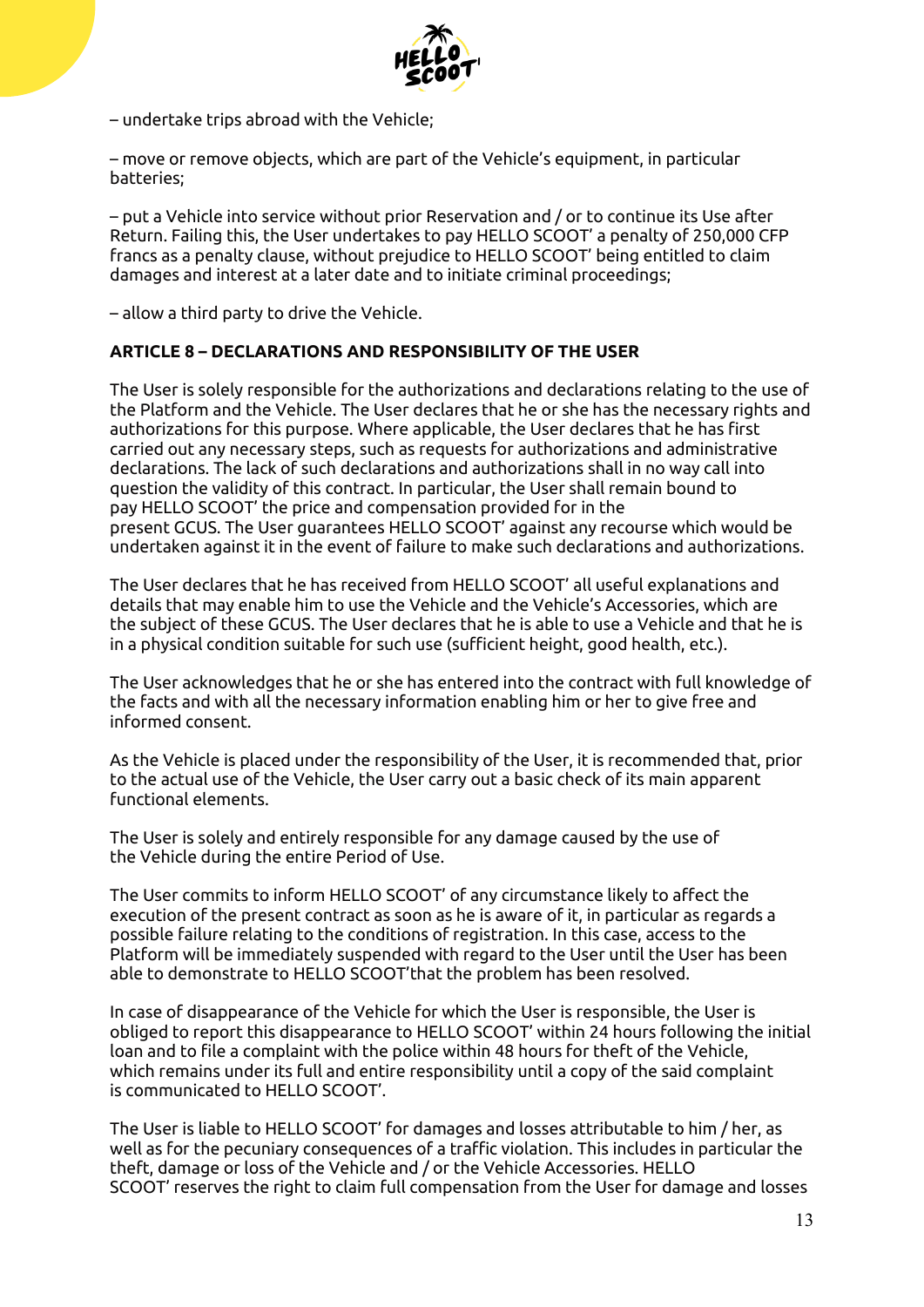– undertake trips abroad with the Vehicle;

– move or remove objects, which are part of the Vehicle's equipment, in particular batteries;

– put a Vehicle into service without prior Reservation and / or to continue its Use after Return. Failing this, the User undertakes to pay HELLO SCOOT' a penalty of 250,000 CFP francs as a penalty clause, without prejudice to HELLO SCOOT' being entitled to claim damages and interest at a later date and to initiate criminal proceedings;

– allow a third party to drive the Vehicle.

**ARTICLE 8 – DECLARATIONS AND RESPONSIBILITY OF THE USER**

The User is solely responsible for the authorizations and declarations relating to the use of the Platform and the Vehicle. The User declares that he or she has the necessary rights and authorizations for this purpose. Where applicable, the User declares that he has first carried out any necessary steps, such as requests for authorizations and administrative declarations. The lack of such declarations and authorizations shall in no way call into question the validity of this contract. In particular, the User shall remain bound to pay HELLO SCOOT' the price and compensation provided for in the present GCUS. The User guarantees HELLO SCOOT' against any recourse which would be undertaken against it in the event of failure to make such declarations and authorizations.

The User declares that he has received from HELLO SCOOT' all useful explanations and details that may enable him to use the Vehicle and the Vehicle's Accessories, which are the subject of these GCUS. The User declares that he is able to use a Vehicle and that he is in a physical condition suitable for such use (sufficient height, good health, etc.).

The User acknowledges that he or she has entered into the contract with full knowledge of the facts and with all the necessary information enabling him or her to give free and informed consent.

As the Vehicle is placed under the responsibility of the User, it is recommended that, prior to the actual use of the Vehicle, the User carry out a basic check of its main apparent functional elements.

The User is solely and entirely responsible for any damage caused by the use of the Vehicle during the entire Period of Use.

The User commits to inform HELLO SCOOT' of any circumstance likely to affect the execution of the present contract as soon as he is aware of it, in particular as regards a possible failure relating to the conditions of registration. In this case, access to the Platform will be immediately suspended with regard to the User until the User has been able to demonstrate to HELLO SCOOT'that the problem has been resolved.

In case of disappearance of the Vehicle for which the User is responsible, the User is obliged to report this disappearance to HELLO SCOOT' within 24 hours following the initial loan and to file a complaint with the police within 48 hours for theft of the Vehicle, which remains under its full and entire responsibility until a copy of the said complaint is communicated to HELLO SCOOT'.

The User is liable to HELLO SCOOT' for damages and losses attributable to him / her, as well as for the pecuniary consequences of a traffic violation. This includes in particular the theft, damage or loss of the Vehicle and / or the Vehicle Accessories. HELLO SCOOT' reserves the right to claim full compensation from the User for damage and losses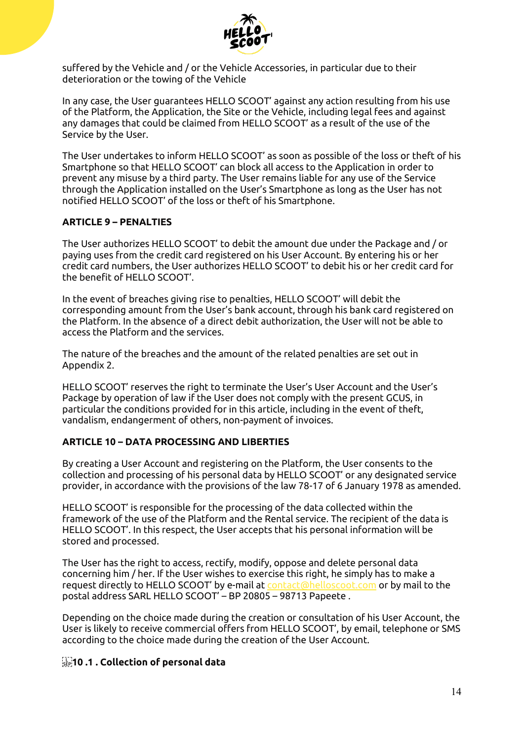suffered by the Vehicle and / or the Vehicle Accessories, in particular due to their deterioration or the towing of the Vehicle

In any case, the User guarantees HELLO SCOOT' against any action resulting from his use of the Platform, the Application, the Site or the Vehicle, including legal fees and against any damages that could be claimed from HELLO SCOOT' as a result of the use of the Service by the User.

The User undertakes to inform HELLO SCOOT' as soon as possible of the loss or theft of his Smartphone so that HELLO SCOOT' can block all access to the Application in order to prevent any misuse by a third party. The User remains liable for any use of the Service through the Application installed on the User's Smartphone as long as the User has not notified HELLO SCOOT' of the loss or theft of his Smartphone.

**ARTICLE 9 – PENALTIES**

The User authorizes HELLO SCOOT' to debit the amount due under the Package and / or paying uses from the credit card registered on his User Account. By entering his or her credit card numbers, the User authorizes HELLO SCOOT' to debit his or her credit card for the benefit of HELLO SCOOT'.

In the event of breaches giving rise to penalties, HELLO SCOOT' will debit the corresponding amount from the User's bank account, through his bank card registered on the Platform. In the absence of a direct debit authorization, the User will not be able to access the Platform and the services.

The nature of the breaches and the amount of the related penalties are set out in Appendix 2.

HELLO SCOOT' reserves the right to terminate the User's User Account and the User's Package by operation of law if the User does not comply with the present GCUS, in particular the conditions provided for in this article, including in the event of theft, vandalism, endangerment of others, non-payment of invoices.

**ARTICLE 10 – DATA PROCESSING AND LIBERTIES**

By creating a User Account and registering on the Platform, the User consents to the collection and processing of his personal data by HELLO SCOOT' or any designated service provider, in accordance with the provisions of the law 78-17 of 6 January 1978 as amended.

HELLO SCOOT' is responsible for the processing of the data collected within the framework of the use of the Platform and the Rental service. The recipient of the data is HELLO SCOOT'. In this respect, the User accepts that his personal information will be stored and processed.

The User has the right to access, rectify, modify, oppose and delete personal data concerning him / her. If the User wishes to exercise this right, he simply has to make a request directly to HELLO SCOOT' by e-mail at contact@helloscoot.com or by mail to the postal address SARL HELLO SCOOT' – BP 20805 – 98713 Papeete .

Depending on the choice made during the creation or consultation of his User Account, the User is likely to receive commercial offers from HELLO SCOOT', by email, telephone or SMS according to the choice made during the creation of the User Account.

**10 .1 . Collection of personal data**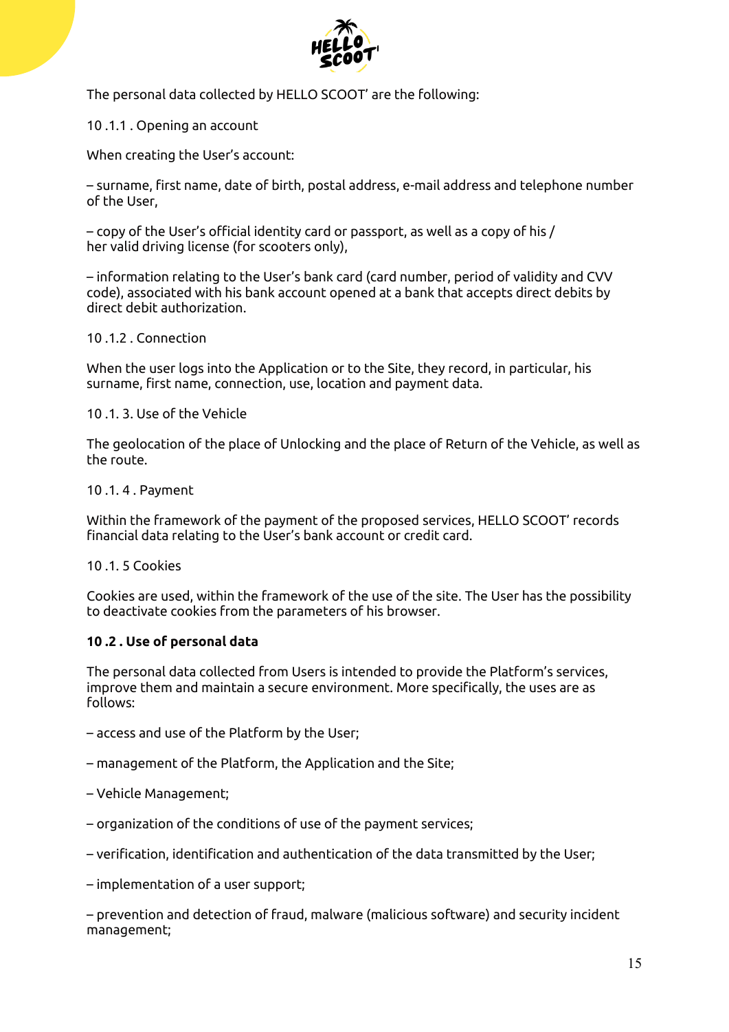The personal data collected by HELLO SCOOT' are the following:

10 .1.1 . Opening an account

When creating the User's account:

– surname, first name, date of birth, postal address, e-mail address and telephone number of the User,

– copy of the User's official identity card or passport, as well as a copy of his / her valid driving license (for scooters only),

– information relating to the User's bank card (card number, period of validity and CVV code), associated with his bank account opened at a bank that accepts direct debits by direct debit authorization.

10 .1.2 . Connection

When the user logs into the Application or to the Site, they record, in particular, his surname, first name, connection, use, location and payment data.

10 .1. 3. Use of the Vehicle

The geolocation of the place of Unlocking and the place of Return of the Vehicle, as well as the route.

10 .1. 4 . Payment

Within the framework of the payment of the proposed services, HELLO SCOOT' records financial data relating to the User's bank account or credit card.

10 .1. 5 Cookies

Cookies are used, within the framework of the use of the site. The User has the possibility to deactivate cookies from the parameters of his browser.

**10 .2 . Use of personal data**

The personal data collected from Users is intended to provide the Platform's services, improve them and maintain a secure environment. More specifically, the uses are as follows:

– access and use of the Platform by the User;

– management of the Platform, the Application and the Site;

– Vehicle Management;

– organization of the conditions of use of the payment services;

– verification, identification and authentication of the data transmitted by the User;

– implementation of a user support;

– prevention and detection of fraud, malware (malicious software) and security incident management;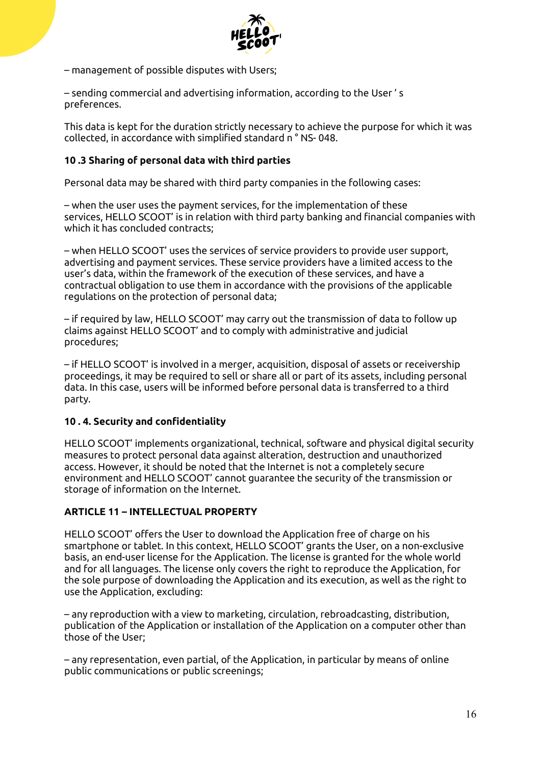– management of possible disputes with Users;

– sending commercial and advertising information, according to the User ' s preferences.

This data is kept for the duration strictly necessary to achieve the purpose for which it was collected, in accordance with simplified standard n ° NS- 048.

**10 .3 Sharing of personal data with third parties**

Personal data may be shared with third party companies in the following cases:

– when the user uses the payment services, for the implementation of these services, HELLO SCOOT' is in relation with third party banking and financial companies with which it has concluded contracts;

– when HELLO SCOOT' uses the services of service providers to provide user support, advertising and payment services. These service providers have a limited access to the user's data, within the framework of the execution of these services, and have a contractual obligation to use them in accordance with the provisions of the applicable regulations on the protection of personal data;

– if required by law, HELLO SCOOT' may carry out the transmission of data to follow up claims against HELLO SCOOT' and to comply with administrative and judicial procedures;

– if HELLO SCOOT' is involved in a merger, acquisition, disposal of assets or receivership proceedings, it may be required to sell or share all or part of its assets, including personal data. In this case, users will be informed before personal data is transferred to a third party.

**10 . 4. Security and confidentiality**

HELLO SCOOT' implements organizational, technical, software and physical digital security measures to protect personal data against alteration, destruction and unauthorized access. However, it should be noted that the Internet is not a completely secure environment and HELLO SCOOT' cannot guarantee the security of the transmission or storage of information on the Internet.

**ARTICLE 11 – INTELLECTUAL PROPERTY**

HELLO SCOOT' offers the User to download the Application free of charge on his smartphone or tablet. In this context, HELLO SCOOT' grants the User, on a non-exclusive basis, an end-user license for the Application. The license is granted for the whole world and for all languages. The license only covers the right to reproduce the Application, for the sole purpose of downloading the Application and its execution, as well as the right to use the Application, excluding:

– any reproduction with a view to marketing, circulation, rebroadcasting, distribution, publication of the Application or installation of the Application on a computer other than those of the User;

– any representation, even partial, of the Application, in particular by means of online public communications or public screenings;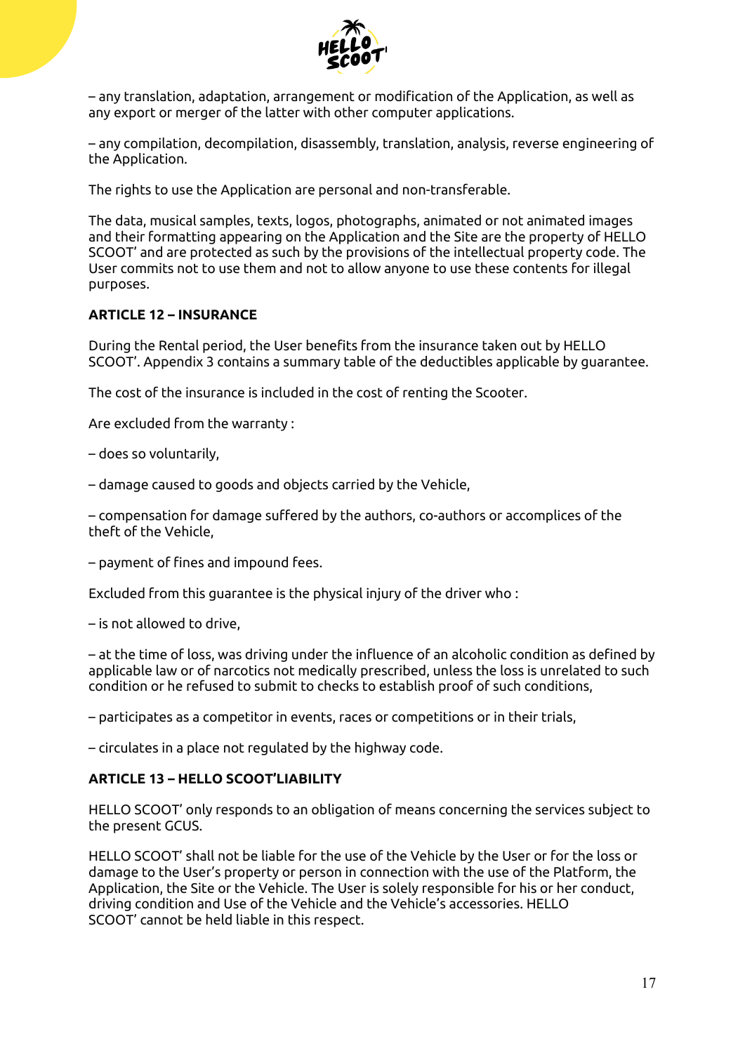– any translation, adaptation, arrangement or modification of the Application, as well as any export or merger of the latter with other computer applications.

– any compilation, decompilation, disassembly, translation, analysis, reverse engineering of the Application.

The rights to use the Application are personal and non-transferable.

The data, musical samples, texts, logos, photographs, animated or not animated images and their formatting appearing on the Application and the Site are the property of HELLO SCOOT' and are protected as such by the provisions of the intellectual property code. The User commits not to use them and not to allow anyone to use these contents for illegal purposes.

**ARTICLE 12 – INSURANCE**

During the Rental period, the User benefits from the insurance taken out by HELLO SCOOT'. Appendix 3 contains a summary table of the deductibles applicable by guarantee.

The cost of the insurance is included in the cost of renting the Scooter.

Are excluded from the warranty :

– does so voluntarily,

– damage caused to goods and objects carried by the Vehicle,

– compensation for damage suffered by the authors, co-authors or accomplices of the theft of the Vehicle,

– payment of fines and impound fees.

Excluded from this guarantee is the physical injury of the driver who :

– is not allowed to drive,

– at the time of loss, was driving under the influence of an alcoholic condition as defined by applicable law or of narcotics not medically prescribed, unless the loss is unrelated to such condition or he refused to submit to checks to establish proof of such conditions,

– participates as a competitor in events, races or competitions or in their trials,

– circulates in a place not regulated by the highway code.

**ARTICLE 13 – HELLO SCOOT'LIABILITY**

HELLO SCOOT' only responds to an obligation of means concerning the services subject to the present GCUS.

HELLO SCOOT' shall not be liable for the use of the Vehicle by the User or for the loss or damage to the User's property or person in connection with the use of the Platform, the Application, the Site or the Vehicle. The User is solely responsible for his or her conduct, driving condition and Use of the Vehicle and the Vehicle's accessories. HELLO SCOOT' cannot be held liable in this respect.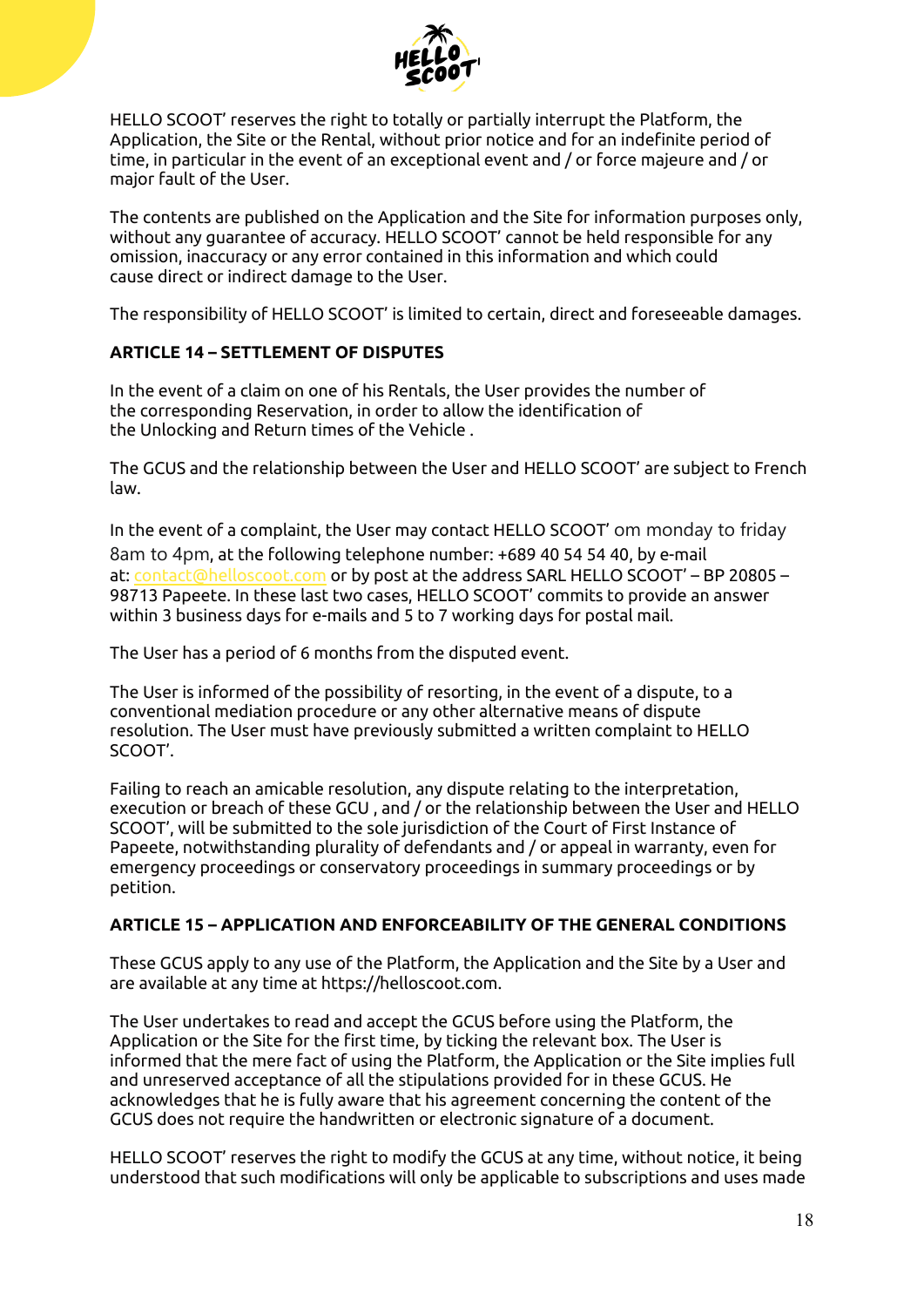HELLO SCOOT' reserves the right to totally or partially interrupt the Platform, the Application, the Site or the Rental, without prior notice and for an indefinite period of time, in particular in the event of an exceptional event and / or force majeure and / or major fault of the User.

The contents are published on the Application and the Site for information purposes only, without any guarantee of accuracy. HELLO SCOOT' cannot be held responsible for any omission, inaccuracy or any error contained in this information and which could cause direct or indirect damage to the User.

The responsibility of HELLO SCOOT' is limited to certain, direct and foreseeable damages.

**ARTICLE 14 – SETTLEMENT OF DISPUTES**

In the event of a claim on one of his Rentals, the User provides the number of the corresponding Reservation, in order to allow the identification of the Unlocking and Return times of the Vehicle .

The GCUS and the relationship between the User and HELLO SCOOT' are subject to French law.

In the event of a complaint, the User may contact HELLO SCOOT' om monday to friday 8am to 4pm, at the following telephone number: +689 40 54 54 40, by e-mail at: contact@helloscoot.com or by post at the address SARL HELLO SCOOT' – BP 20805 – 98713 Papeete. In these last two cases, HELLO SCOOT' commits to provide an answer within 3 business days for e-mails and 5 to 7 working days for postal mail.

The User has a period of 6 months from the disputed event.

The User is informed of the possibility of resorting, in the event of a dispute, to a conventional mediation procedure or any other alternative means of dispute resolution. The User must have previously submitted a written complaint to HELLO SCOOT'.

Failing to reach an amicable resolution, any dispute relating to the interpretation, execution or breach of these GCU , and / or the relationship between the User and HELLO SCOOT', will be submitted to the sole jurisdiction of the Court of First Instance of Papeete, notwithstanding plurality of defendants and / or appeal in warranty, even for emergency proceedings or conservatory proceedings in summary proceedings or by petition.

**ARTICLE 15 – APPLICATION AND ENFORCEABILITY OF THE GENERAL CONDITIONS**

These GCUS apply to any use of the Platform, the Application and the Site by a User and are available at any time at https://helloscoot.com.

The User undertakes to read and accept the GCUS before using the Platform, the Application or the Site for the first time, by ticking the relevant box. The User is informed that the mere fact of using the Platform, the Application or the Site implies full and unreserved acceptance of all the stipulations provided for in these GCUS. He acknowledges that he is fully aware that his agreement concerning the content of the GCUS does not require the handwritten or electronic signature of a document.

HELLO SCOOT' reserves the right to modify the GCUS at any time, without notice, it being understood that such modifications will only be applicable to subscriptions and uses made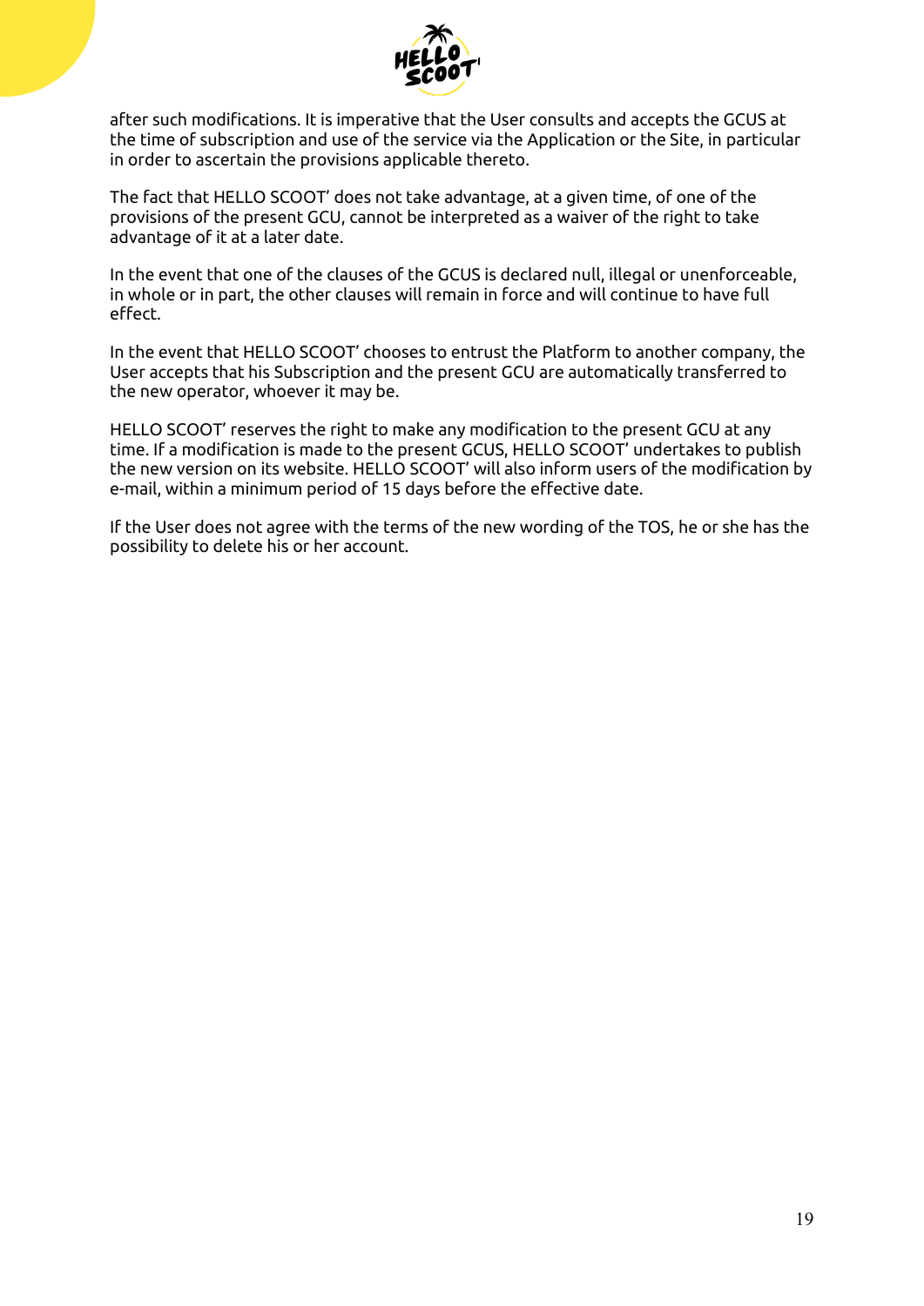after such modifications. It is imperative that the User consults and accepts the GCUS at the time of subscription and use of the service via the Application or the Site, in particular in order to ascertain the provisions applicable thereto.

The fact that HELLO SCOOT' does not take advantage, at a given time, of one of the provisions of the present GCU, cannot be interpreted as a waiver of the right to take advantage of it at a later date.

In the event that one of the clauses of the GCUS is declared null, illegal or unenforceable, in whole or in part, the other clauses will remain in force and will continue to have full effect.

In the event that HELLO SCOOT' chooses to entrust the Platform to another company, the User accepts that his Subscription and the present GCU are automatically transferred to the new operator, whoever it may be.

HELLO SCOOT' reserves the right to make any modification to the present GCU at any time. If a modification is made to the present GCUS, HELLO SCOOT' undertakes to publish the new version on its website. HELLO SCOOT' will also inform users of the modification by e-mail, within a minimum period of 15 days before the effective date.

If the User does not agree with the terms of the new wording of the TOS, he or she has the possibility to delete his or her account.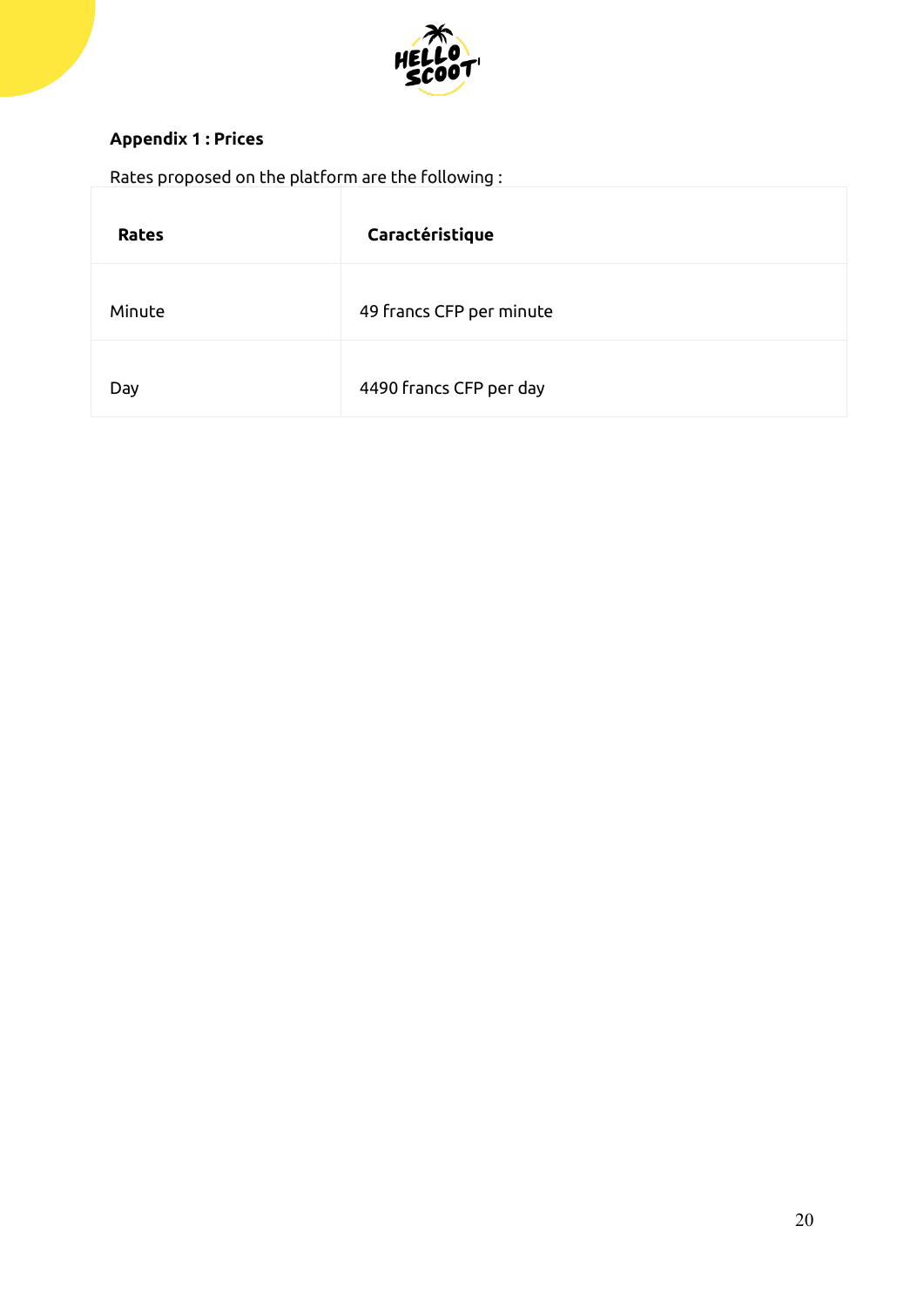**Appendix 1 : Prices**

Rates proposed on the platform are the following :

| Rates | Caractéristique |
| --- | --- |
| Minute | 49 francs CFP per minute |
| Day | 4490 francs CFP per day |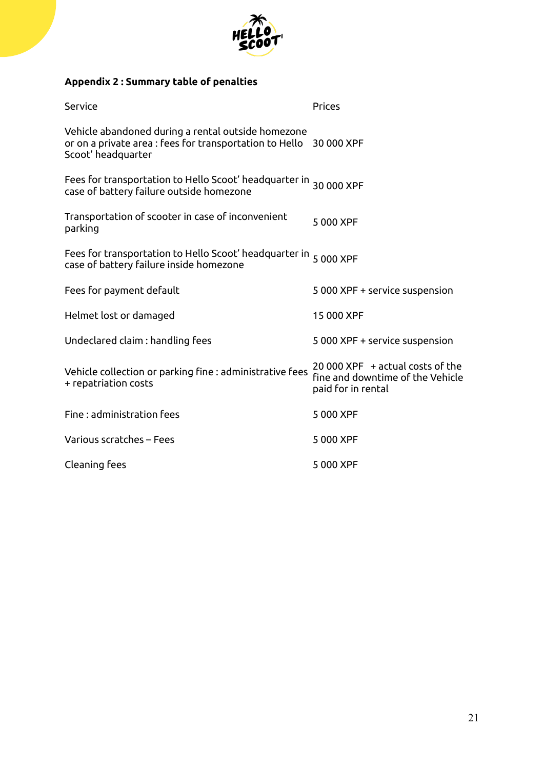**Appendix 2 : Summary table of penalties**

| Service | Prices |
|---|---|
| Vehicle abandoned during a rental outside homezone or on a private area : fees for transportation to Hello Scoot' headquarter | 30 000 XPF |
| Fees for transportation to Hello Scoot' headquarter in case of battery failure outside homezone | 30 000 XPF |
| Transportation of scooter in case of inconvenient parking | 5 000 XPF |
| Fees for transportation to Hello Scoot' headquarter in case of battery failure inside homezone | 5 000 XPF |
| Fees for payment default | 5 000 XPF + service suspension |
| Helmet lost or damaged | 15 000 XPF |
| Undeclared claim : handling fees | 5 000 XPF + service suspension |
| Vehicle collection or parking fine : administrative fees + repatriation costs | 20 000 XPF + actual costs of the fine and downtime of the Vehicle paid for in rental |
| Fine : administration fees | 5 000 XPF |
| Various scratches – Fees | 5 000 XPF |
| Cleaning fees | 5 000 XPF |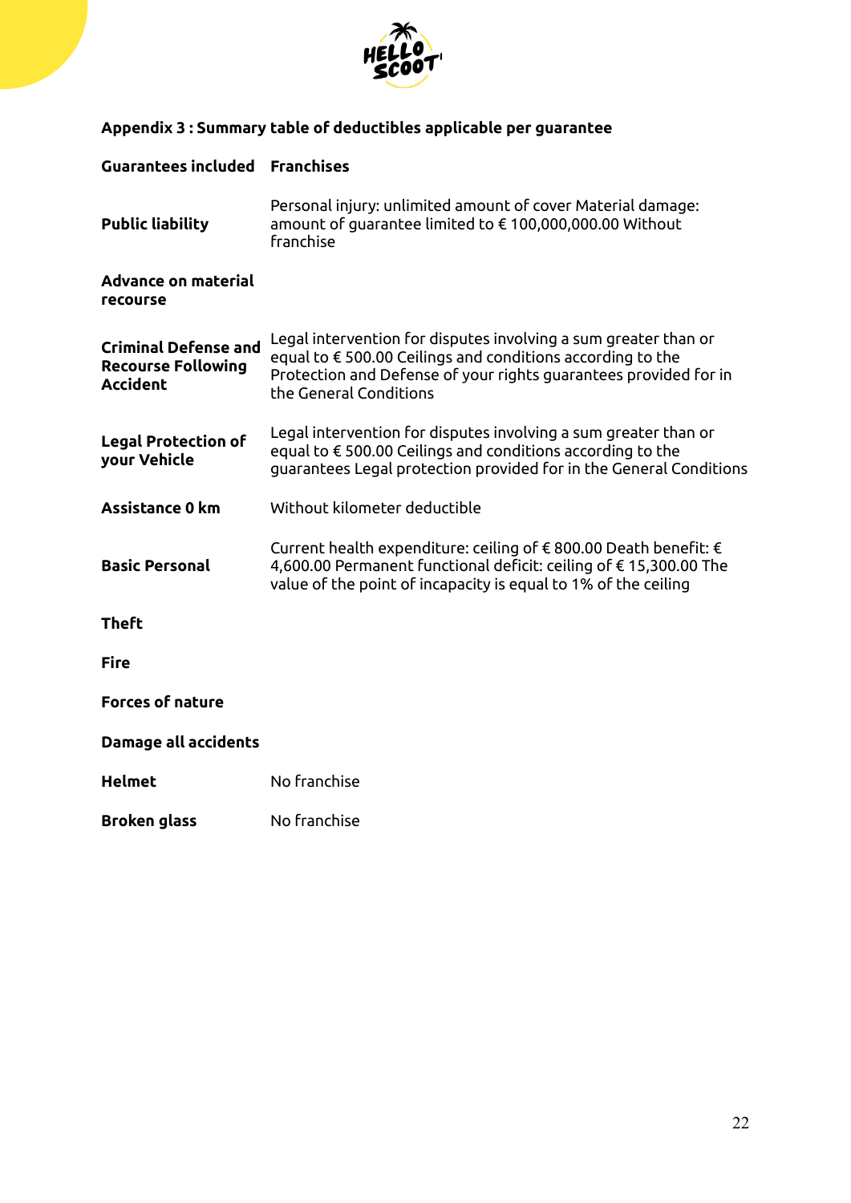## Appendix 3 : Summary table of deductibles applicable per guarantee

| Guarantees included | Franchises |
|---|---|
| **Public liability** | Personal injury: unlimited amount of cover Material damage: amount of guarantee limited to € 100,000,000.00 Without franchise |
| **Advance on material recourse** | |
| **Criminal Defense and Recourse Following Accident** | Legal intervention for disputes involving a sum greater than or equal to € 500.00 Ceilings and conditions according to the Protection and Defense of your rights guarantees provided for in the General Conditions |
| **Legal Protection of your Vehicle** | Legal intervention for disputes involving a sum greater than or equal to € 500.00 Ceilings and conditions according to the guarantees Legal protection provided for in the General Conditions |
| **Assistance 0 km** | Without kilometer deductible |
| **Basic Personal** | Current health expenditure: ceiling of € 800.00 Death benefit: € 4,600.00 Permanent functional deficit: ceiling of € 15,300.00 The value of the point of incapacity is equal to 1% of the ceiling |
| **Theft** | |
| **Fire** | |
| **Forces of nature** | |
| **Damage all accidents** | |
| **Helmet** | No franchise |
| **Broken glass** | No franchise |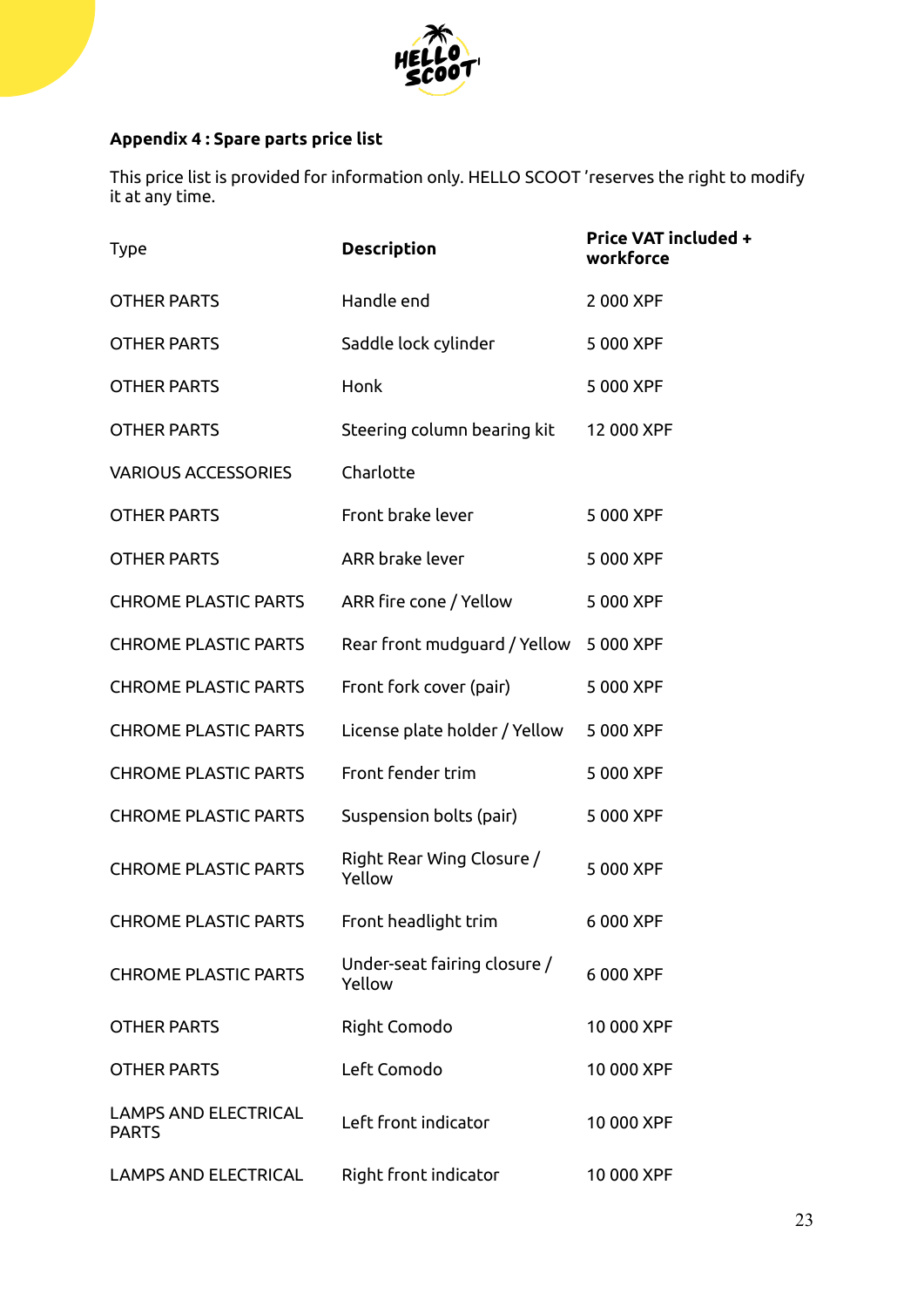**Appendix 4 : Spare parts price list**

This price list is provided for information only. HELLO SCOOT 'reserves the right to modify it at any time.

| Type | **Description** | **Price VAT included + workforce** |
|---|---|---|
| OTHER PARTS | Handle end | 2 000 XPF |
| OTHER PARTS | Saddle lock cylinder | 5 000 XPF |
| OTHER PARTS | Honk | 5 000 XPF |
| OTHER PARTS | Steering column bearing kit | 12 000 XPF |
| VARIOUS ACCESSORIES | Charlotte | |
| OTHER PARTS | Front brake lever | 5 000 XPF |
| OTHER PARTS | ARR brake lever | 5 000 XPF |
| CHROME PLASTIC PARTS | ARR fire cone / Yellow | 5 000 XPF |
| CHROME PLASTIC PARTS | Rear front mudguard / Yellow | 5 000 XPF |
| CHROME PLASTIC PARTS | Front fork cover (pair) | 5 000 XPF |
| CHROME PLASTIC PARTS | License plate holder / Yellow | 5 000 XPF |
| CHROME PLASTIC PARTS | Front fender trim | 5 000 XPF |
| CHROME PLASTIC PARTS | Suspension bolts (pair) | 5 000 XPF |
| CHROME PLASTIC PARTS | Right Rear Wing Closure / Yellow | 5 000 XPF |
| CHROME PLASTIC PARTS | Front headlight trim | 6 000 XPF |
| CHROME PLASTIC PARTS | Under-seat fairing closure / Yellow | 6 000 XPF |
| OTHER PARTS | Right Comodo | 10 000 XPF |
| OTHER PARTS | Left Comodo | 10 000 XPF |
| LAMPS AND ELECTRICAL PARTS | Left front indicator | 10 000 XPF |
| LAMPS AND ELECTRICAL | Right front indicator | 10 000 XPF |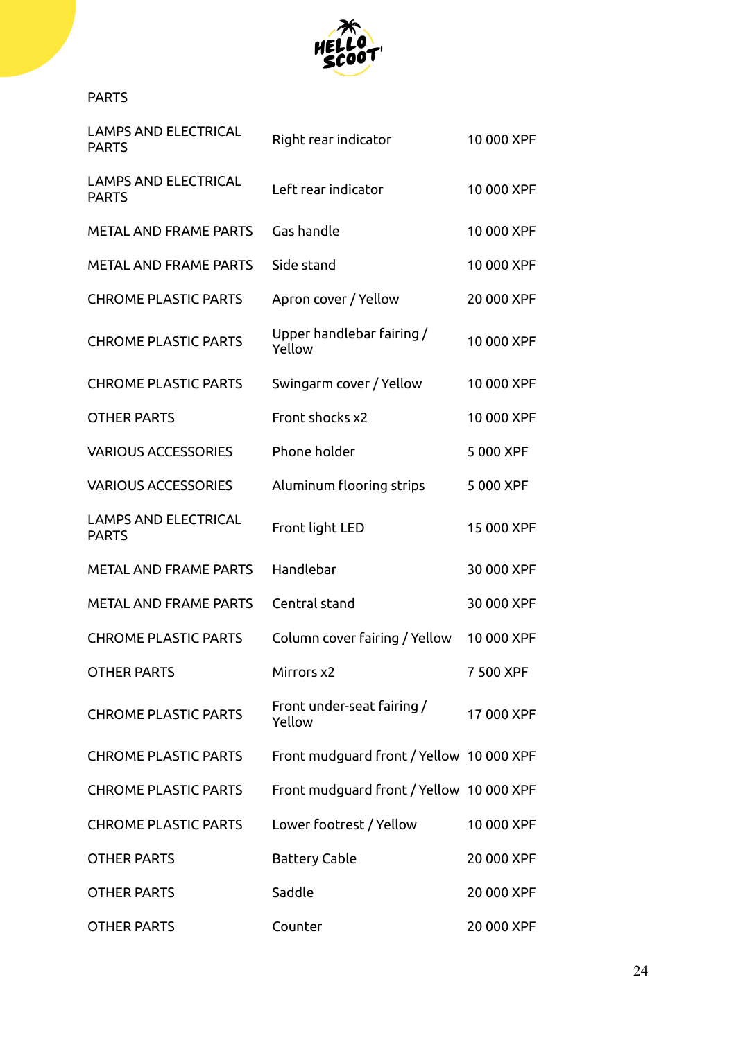PARTS

| | | |
|---|---|---|
| LAMPS AND ELECTRICAL PARTS | Right rear indicator | 10 000 XPF |
| LAMPS AND ELECTRICAL PARTS | Left rear indicator | 10 000 XPF |
| METAL AND FRAME PARTS | Gas handle | 10 000 XPF |
| METAL AND FRAME PARTS | Side stand | 10 000 XPF |
| CHROME PLASTIC PARTS | Apron cover / Yellow | 20 000 XPF |
| CHROME PLASTIC PARTS | Upper handlebar fairing / Yellow | 10 000 XPF |
| CHROME PLASTIC PARTS | Swingarm cover / Yellow | 10 000 XPF |
| OTHER PARTS | Front shocks x2 | 10 000 XPF |
| VARIOUS ACCESSORIES | Phone holder | 5 000 XPF |
| VARIOUS ACCESSORIES | Aluminum flooring strips | 5 000 XPF |
| LAMPS AND ELECTRICAL PARTS | Front light LED | 15 000 XPF |
| METAL AND FRAME PARTS | Handlebar | 30 000 XPF |
| METAL AND FRAME PARTS | Central stand | 30 000 XPF |
| CHROME PLASTIC PARTS | Column cover fairing / Yellow | 10 000 XPF |
| OTHER PARTS | Mirrors x2 | 7 500 XPF |
| CHROME PLASTIC PARTS | Front under-seat fairing / Yellow | 17 000 XPF |
| CHROME PLASTIC PARTS | Front mudguard front / Yellow | 10 000 XPF |
| CHROME PLASTIC PARTS | Front mudguard front / Yellow | 10 000 XPF |
| CHROME PLASTIC PARTS | Lower footrest / Yellow | 10 000 XPF |
| OTHER PARTS | Battery Cable | 20 000 XPF |
| OTHER PARTS | Saddle | 20 000 XPF |
| OTHER PARTS | Counter | 20 000 XPF |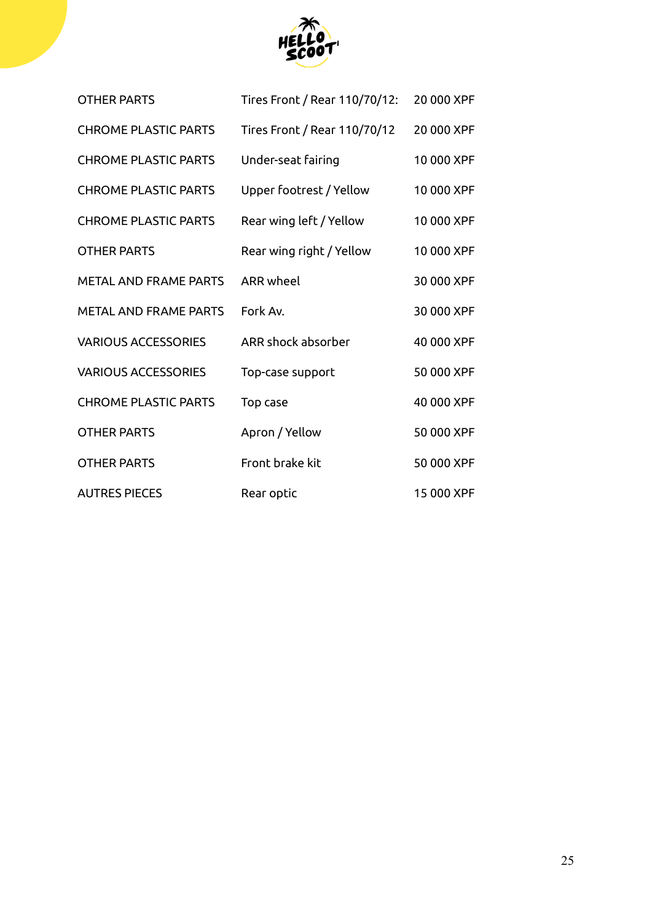| | | |
|---|---|---|
| OTHER PARTS | Tires Front / Rear 110/70/12: | 20 000 XPF |
| CHROME PLASTIC PARTS | Tires Front / Rear 110/70/12 | 20 000 XPF |
| CHROME PLASTIC PARTS | Under-seat fairing | 10 000 XPF |
| CHROME PLASTIC PARTS | Upper footrest / Yellow | 10 000 XPF |
| CHROME PLASTIC PARTS | Rear wing left / Yellow | 10 000 XPF |
| OTHER PARTS | Rear wing right / Yellow | 10 000 XPF |
| METAL AND FRAME PARTS | ARR wheel | 30 000 XPF |
| METAL AND FRAME PARTS | Fork Av. | 30 000 XPF |
| VARIOUS ACCESSORIES | ARR shock absorber | 40 000 XPF |
| VARIOUS ACCESSORIES | Top-case support | 50 000 XPF |
| CHROME PLASTIC PARTS | Top case | 40 000 XPF |
| OTHER PARTS | Apron / Yellow | 50 000 XPF |
| OTHER PARTS | Front brake kit | 50 000 XPF |
| AUTRES PIECES | Rear optic | 15 000 XPF |